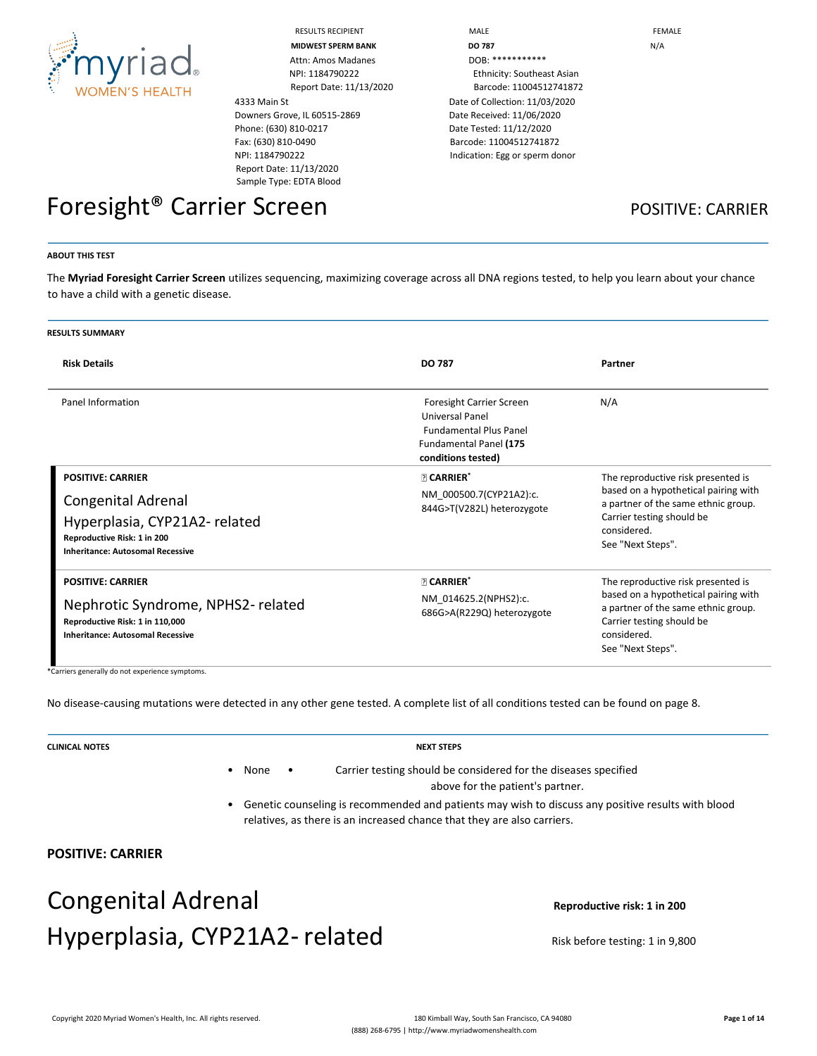myriad WOMEN'S HEALTH

| RESULTS RECIPIENT | MALE | FEMALE |
| --- | --- | --- |
| **MIDWEST SPERM BANK** | **DO 787** | N/A |
| Attn: Amos Madanes | DOB: *********** | |
| NPI: 1184790222 | Ethnicity: Southeast Asian | |
| Report Date: 11/13/2020 | Barcode: 11004512741872 | |

4333 Main St
Downers Grove, IL 60515-2869
Phone: (630) 810-0217
Fax: (630) 810-0490
NPI: 1184790222
Report Date: 11/13/2020
Sample Type: EDTA Blood

Date of Collection: 11/03/2020
Date Received: 11/06/2020
Date Tested: 11/12/2020
Barcode: 11004512741872
Indication: Egg or sperm donor

# Foresight® Carrier Screen

POSITIVE: CARRIER

**ABOUT THIS TEST**

The **Myriad Foresight Carrier Screen** utilizes sequencing, maximizing coverage across all DNA regions tested, to help you learn about your chance to have a child with a genetic disease.

**RESULTS SUMMARY**

| Risk Details | DO 787 | Partner |
| --- | --- | --- |
| Panel Information | Foresight Carrier Screen Universal Panel Fundamental Plus Panel Fundamental Panel **(175 conditions tested)** | N/A |
| **POSITIVE: CARRIER** Congenital Adrenal Hyperplasia, CYP21A2- related **Reproductive Risk: 1 in 200** **Inheritance: Autosomal Recessive** | **CARRIER*** NM_000500.7(CYP21A2):c. 844G>T(V282L) heterozygote | The reproductive risk presented is based on a hypothetical pairing with a partner of the same ethnic group. Carrier testing should be considered. See "Next Steps". |
| **POSITIVE: CARRIER** Nephrotic Syndrome, NPHS2- related **Reproductive Risk: 1 in 110,000** **Inheritance: Autosomal Recessive** | **CARRIER*** NM_014625.2(NPHS2):c. 686G>A(R229Q) heterozygote | The reproductive risk presented is based on a hypothetical pairing with a partner of the same ethnic group. Carrier testing should be considered. See "Next Steps". |

*Carriers generally do not experience symptoms.

No disease-causing mutations were detected in any other gene tested. A complete list of all conditions tested can be found on page 8.

**CLINICAL NOTES**

- None

**NEXT STEPS**

- Carrier testing should be considered for the diseases specified above for the patient's partner.
- Genetic counseling is recommended and patients may wish to discuss any positive results with blood relatives, as there is an increased chance that they are also carriers.

**POSITIVE: CARRIER**

# Congenital Adrenal Hyperplasia, CYP21A2- related

**Reproductive risk: 1 in 200**

Risk before testing: 1 in 9,800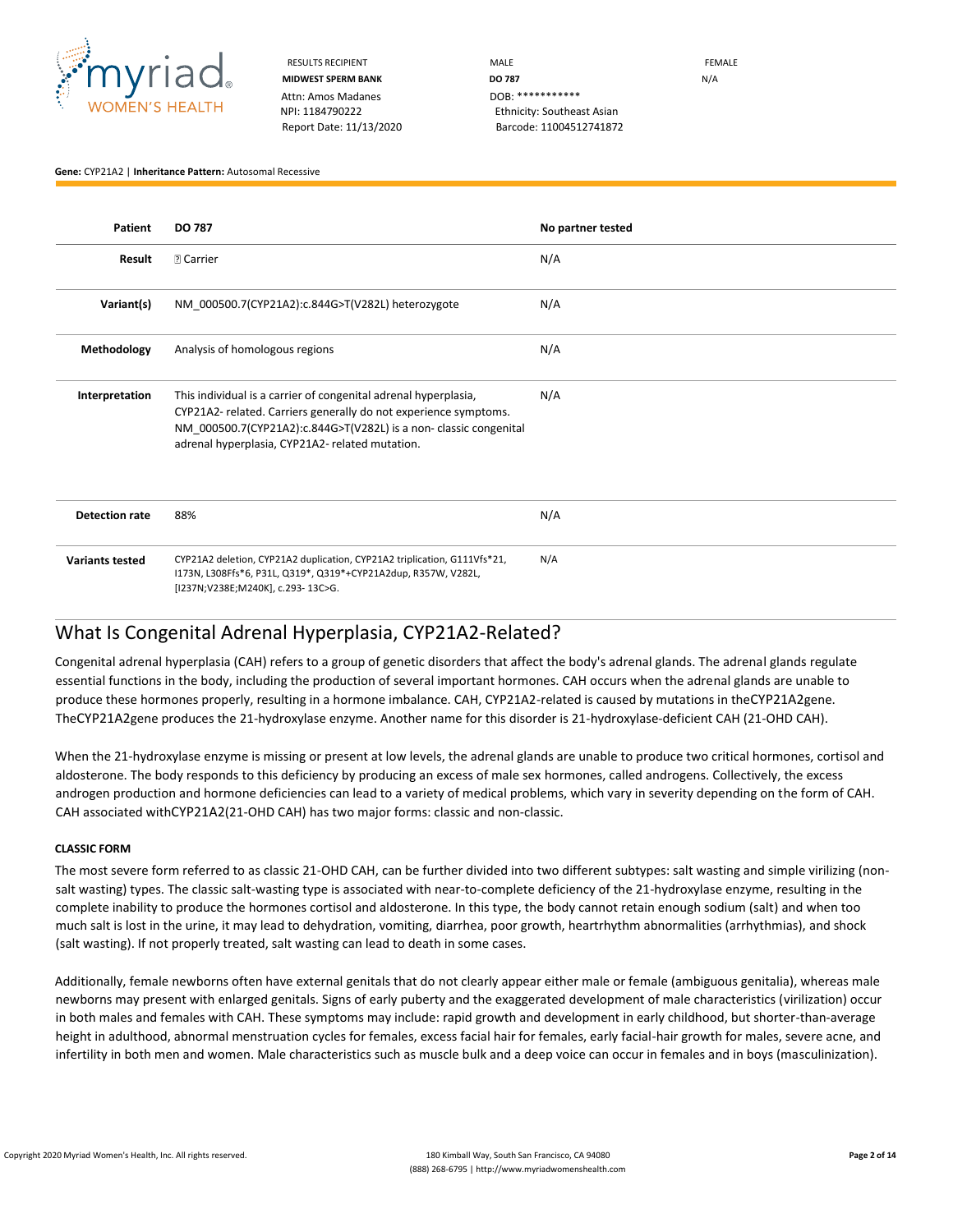RESULTS RECIPIENT
**MIDWEST SPERM BANK**
Attn: Amos Madanes
NPI: 1184790222
Report Date: 11/13/2020

MALE
**DO 787**
DOB: ***********
Ethnicity: Southeast Asian
Barcode: 11004512741872

FEMALE
N/A

**Gene:** CYP21A2 | **Inheritance Pattern:** Autosomal Recessive

| **Patient** | **DO 787** | **No partner tested** |
|---|---|---|
| **Result** | ⚿ Carrier | N/A |
| **Variant(s)** | NM_000500.7(CYP21A2):c.844G>T(V282L) heterozygote | N/A |
| **Methodology** | Analysis of homologous regions | N/A |
| **Interpretation** | This individual is a carrier of congenital adrenal hyperplasia, CYP21A2- related. Carriers generally do not experience symptoms. NM_000500.7(CYP21A2):c.844G>T(V282L) is a non- classic congenital adrenal hyperplasia, CYP21A2- related mutation. | N/A |
| **Detection rate** | 88% | N/A |
| **Variants tested** | CYP21A2 deletion, CYP21A2 duplication, CYP21A2 triplication, G111Vfs*21, I173N, L308Ffs*6, P31L, Q319*, Q319*+CYP21A2dup, R357W, V282L, [I237N;V238E;M240K], c.293- 13C>G. | N/A |

## What Is Congenital Adrenal Hyperplasia, CYP21A2-Related?

Congenital adrenal hyperplasia (CAH) refers to a group of genetic disorders that affect the body's adrenal glands. The adrenal glands regulate essential functions in the body, including the production of several important hormones. CAH occurs when the adrenal glands are unable to produce these hormones properly, resulting in a hormone imbalance. CAH, CYP21A2-related is caused by mutations in theCYP21A2gene. TheCYP21A2gene produces the 21-hydroxylase enzyme. Another name for this disorder is 21-hydroxylase-deficient CAH (21-OHD CAH).

When the 21-hydroxylase enzyme is missing or present at low levels, the adrenal glands are unable to produce two critical hormones, cortisol and aldosterone. The body responds to this deficiency by producing an excess of male sex hormones, called androgens. Collectively, the excess androgen production and hormone deficiencies can lead to a variety of medical problems, which vary in severity depending on the form of CAH. CAH associated withCYP21A2(21-OHD CAH) has two major forms: classic and non-classic.

### CLASSIC FORM

The most severe form referred to as classic 21-OHD CAH, can be further divided into two different subtypes: salt wasting and simple virilizing (non-salt wasting) types. The classic salt-wasting type is associated with near-to-complete deficiency of the 21-hydroxylase enzyme, resulting in the complete inability to produce the hormones cortisol and aldosterone. In this type, the body cannot retain enough sodium (salt) and when too much salt is lost in the urine, it may lead to dehydration, vomiting, diarrhea, poor growth, heartrhythm abnormalities (arrhythmias), and shock (salt wasting). If not properly treated, salt wasting can lead to death in some cases.

Additionally, female newborns often have external genitals that do not clearly appear either male or female (ambiguous genitalia), whereas male newborns may present with enlarged genitals. Signs of early puberty and the exaggerated development of male characteristics (virilization) occur in both males and females with CAH. These symptoms may include: rapid growth and development in early childhood, but shorter-than-average height in adulthood, abnormal menstruation cycles for females, excess facial hair for females, early facial-hair growth for males, severe acne, and infertility in both men and women. Male characteristics such as muscle bulk and a deep voice can occur in females and in boys (masculinization).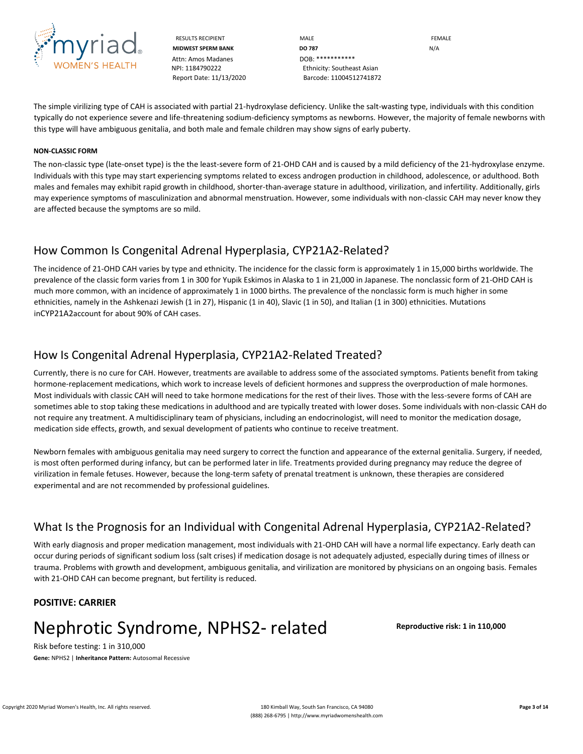The simple virilizing type of CAH is associated with partial 21-hydroxylase deficiency. Unlike the salt-wasting type, individuals with this condition typically do not experience severe and life-threatening sodium-deficiency symptoms as newborns. However, the majority of female newborns with this type will have ambiguous genitalia, and both male and female children may show signs of early puberty.

**NON-CLASSIC FORM**

The non-classic type (late-onset type) is the the least-severe form of 21-OHD CAH and is caused by a mild deficiency of the 21-hydroxylase enzyme. Individuals with this type may start experiencing symptoms related to excess androgen production in childhood, adolescence, or adulthood. Both males and females may exhibit rapid growth in childhood, shorter-than-average stature in adulthood, virilization, and infertility. Additionally, girls may experience symptoms of masculinization and abnormal menstruation. However, some individuals with non-classic CAH may never know they are affected because the symptoms are so mild.

## How Common Is Congenital Adrenal Hyperplasia, CYP21A2-Related?

The incidence of 21-OHD CAH varies by type and ethnicity. The incidence for the classic form is approximately 1 in 15,000 births worldwide. The prevalence of the classic form varies from 1 in 300 for Yupik Eskimos in Alaska to 1 in 21,000 in Japanese. The nonclassic form of 21-OHD CAH is much more common, with an incidence of approximately 1 in 1000 births. The prevalence of the nonclassic form is much higher in some ethnicities, namely in the Ashkenazi Jewish (1 in 27), Hispanic (1 in 40), Slavic (1 in 50), and Italian (1 in 300) ethnicities. Mutations inCYP21A2account for about 90% of CAH cases.

## How Is Congenital Adrenal Hyperplasia, CYP21A2-Related Treated?

Currently, there is no cure for CAH. However, treatments are available to address some of the associated symptoms. Patients benefit from taking hormone-replacement medications, which work to increase levels of deficient hormones and suppress the overproduction of male hormones. Most individuals with classic CAH will need to take hormone medications for the rest of their lives. Those with the less-severe forms of CAH are sometimes able to stop taking these medications in adulthood and are typically treated with lower doses. Some individuals with non-classic CAH do not require any treatment. A multidisciplinary team of physicians, including an endocrinologist, will need to monitor the medication dosage, medication side effects, growth, and sexual development of patients who continue to receive treatment.

Newborn females with ambiguous genitalia may need surgery to correct the function and appearance of the external genitalia. Surgery, if needed, is most often performed during infancy, but can be performed later in life. Treatments provided during pregnancy may reduce the degree of virilization in female fetuses. However, because the long-term safety of prenatal treatment is unknown, these therapies are considered experimental and are not recommended by professional guidelines.

## What Is the Prognosis for an Individual with Congenital Adrenal Hyperplasia, CYP21A2-Related?

With early diagnosis and proper medication management, most individuals with 21-OHD CAH will have a normal life expectancy. Early death can occur during periods of significant sodium loss (salt crises) if medication dosage is not adequately adjusted, especially during times of illness or trauma. Problems with growth and development, ambiguous genitalia, and virilization are monitored by physicians on an ongoing basis. Females with 21-OHD CAH can become pregnant, but fertility is reduced.

**POSITIVE: CARRIER**

# Nephrotic Syndrome, NPHS2- related

**Reproductive risk: 1 in 110,000**

Risk before testing: 1 in 310,000

**Gene:** NPHS2 | **Inheritance Pattern:** Autosomal Recessive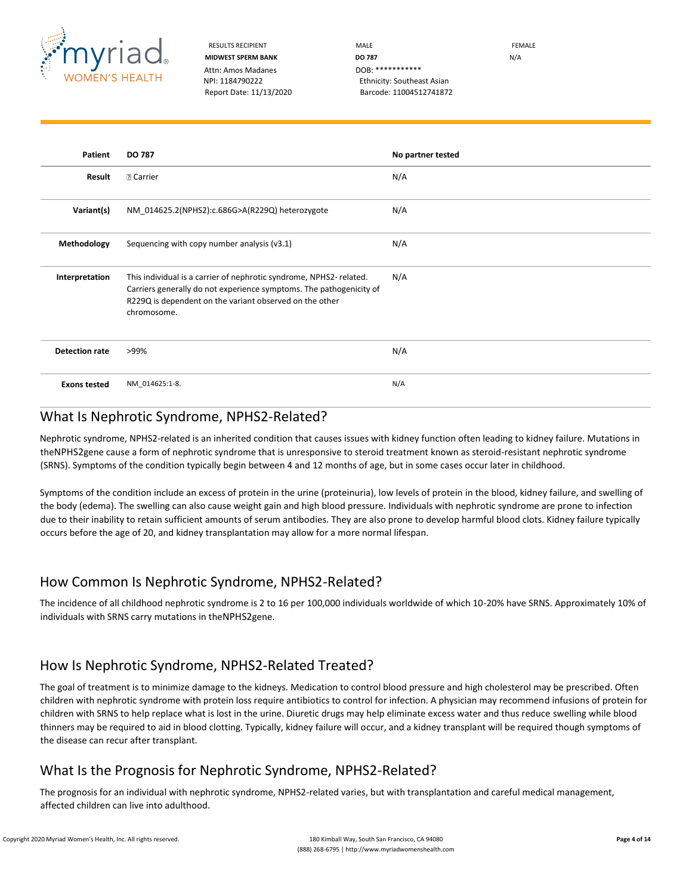| RESULTS RECIPIENT | MALE | FEMALE |
|---|---|---|
| **MIDWEST SPERM BANK** | **DO 787** | N/A |
| Attn: Amos Madanes | DOB: *********** | |
| NPI: 1184790222 | Ethnicity: Southeast Asian | |
| Report Date: 11/13/2020 | Barcode: 11004512741872 | |

| **Patient** | **DO 787** | **No partner tested** |
|---|---|---|
| **Result** | ⚿ Carrier | N/A |
| **Variant(s)** | NM_014625.2(NPHS2):c.686G>A(R229Q) heterozygote | N/A |
| **Methodology** | Sequencing with copy number analysis (v3.1) | N/A |
| **Interpretation** | This individual is a carrier of nephrotic syndrome, NPHS2- related. Carriers generally do not experience symptoms. The pathogenicity of R229Q is dependent on the variant observed on the other chromosome. | N/A |
| **Detection rate** | >99% | N/A |
| **Exons tested** | NM_014625:1-8. | N/A |

## What Is Nephrotic Syndrome, NPHS2-Related?

Nephrotic syndrome, NPHS2-related is an inherited condition that causes issues with kidney function often leading to kidney failure. Mutations in theNPHS2gene cause a form of nephrotic syndrome that is unresponsive to steroid treatment known as steroid-resistant nephrotic syndrome (SRNS). Symptoms of the condition typically begin between 4 and 12 months of age, but in some cases occur later in childhood.

Symptoms of the condition include an excess of protein in the urine (proteinuria), low levels of protein in the blood, kidney failure, and swelling of the body (edema). The swelling can also cause weight gain and high blood pressure. Individuals with nephrotic syndrome are prone to infection due to their inability to retain sufficient amounts of serum antibodies. They are also prone to develop harmful blood clots. Kidney failure typically occurs before the age of 20, and kidney transplantation may allow for a more normal lifespan.

## How Common Is Nephrotic Syndrome, NPHS2-Related?

The incidence of all childhood nephrotic syndrome is 2 to 16 per 100,000 individuals worldwide of which 10-20% have SRNS. Approximately 10% of individuals with SRNS carry mutations in theNPHS2gene.

## How Is Nephrotic Syndrome, NPHS2-Related Treated?

The goal of treatment is to minimize damage to the kidneys. Medication to control blood pressure and high cholesterol may be prescribed. Often children with nephrotic syndrome with protein loss require antibiotics to control for infection. A physician may recommend infusions of protein for children with SRNS to help replace what is lost in the urine. Diuretic drugs may help eliminate excess water and thus reduce swelling while blood thinners may be required to aid in blood clotting. Typically, kidney failure will occur, and a kidney transplant will be required though symptoms of the disease can recur after transplant.

## What Is the Prognosis for Nephrotic Syndrome, NPHS2-Related?

The prognosis for an individual with nephrotic syndrome, NPHS2-related varies, but with transplantation and careful medical management, affected children can live into adulthood.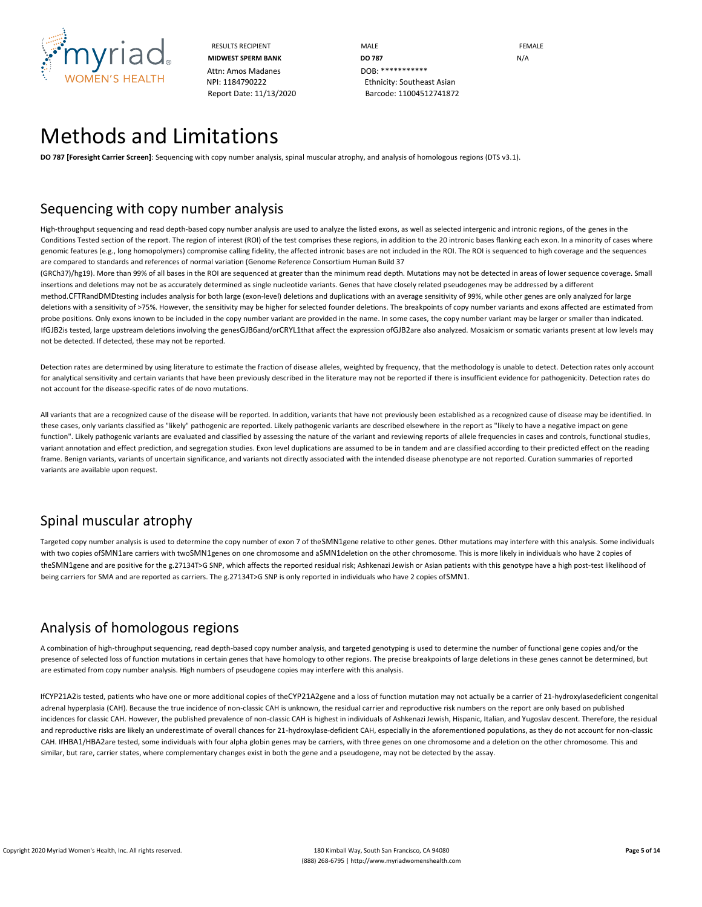RESULTS RECIPIENT
**MIDWEST SPERM BANK**
Attn: Amos Madanes
NPI: 1184790222
Report Date: 11/13/2020

MALE
**DO 787**
DOB: ***********
Ethnicity: Southeast Asian
Barcode: 11004512741872

FEMALE
N/A

# Methods and Limitations

**DO 787 [Foresight Carrier Screen]**: Sequencing with copy number analysis, spinal muscular atrophy, and analysis of homologous regions (DTS v3.1).

## Sequencing with copy number analysis

High-throughput sequencing and read depth-based copy number analysis are used to analyze the listed exons, as well as selected intergenic and intronic regions, of the genes in the Conditions Tested section of the report. The region of interest (ROI) of the test comprises these regions, in addition to the 20 intronic bases flanking each exon. In a minority of cases where genomic features (e.g., long homopolymers) compromise calling fidelity, the affected intronic bases are not included in the ROI. The ROI is sequenced to high coverage and the sequences are compared to standards and references of normal variation (Genome Reference Consortium Human Build 37 (GRCh37)/hg19). More than 99% of all bases in the ROI are sequenced at greater than the minimum read depth. Mutations may not be detected in areas of lower sequence coverage. Small insertions and deletions may not be as accurately determined as single nucleotide variants. Genes that have closely related pseudogenes may be addressed by a different method.CFTRandDMDtesting includes analysis for both large (exon-level) deletions and duplications with an average sensitivity of 99%, while other genes are only analyzed for large deletions with a sensitivity of >75%. However, the sensitivity may be higher for selected founder deletions. The breakpoints of copy number variants and exons affected are estimated from probe positions. Only exons known to be included in the copy number variant are provided in the name. In some cases, the copy number variant may be larger or smaller than indicated. IfGJB2is tested, large upstream deletions involving the genesGJB6and/orCRYL1that affect the expression ofGJB2are also analyzed. Mosaicism or somatic variants present at low levels may not be detected. If detected, these may not be reported.

Detection rates are determined by using literature to estimate the fraction of disease alleles, weighted by frequency, that the methodology is unable to detect. Detection rates only account for analytical sensitivity and certain variants that have been previously described in the literature may not be reported if there is insufficient evidence for pathogenicity. Detection rates do not account for the disease-specific rates of de novo mutations.

All variants that are a recognized cause of the disease will be reported. In addition, variants that have not previously been established as a recognized cause of disease may be identified. In these cases, only variants classified as "likely" pathogenic are reported. Likely pathogenic variants are described elsewhere in the report as "likely to have a negative impact on gene function". Likely pathogenic variants are evaluated and classified by assessing the nature of the variant and reviewing reports of allele frequencies in cases and controls, functional studies, variant annotation and effect prediction, and segregation studies. Exon level duplications are assumed to be in tandem and are classified according to their predicted effect on the reading frame. Benign variants, variants of uncertain significance, and variants not directly associated with the intended disease phenotype are not reported. Curation summaries of reported variants are available upon request.

## Spinal muscular atrophy

Targeted copy number analysis is used to determine the copy number of exon 7 of theSMN1gene relative to other genes. Other mutations may interfere with this analysis. Some individuals with two copies ofSMN1are carriers with twoSMN1genes on one chromosome and aSMN1deletion on the other chromosome. This is more likely in individuals who have 2 copies of theSMN1gene and are positive for the g.27134T>G SNP, which affects the reported residual risk; Ashkenazi Jewish or Asian patients with this genotype have a high post-test likelihood of being carriers for SMA and are reported as carriers. The g.27134T>G SNP is only reported in individuals who have 2 copies ofSMN1.

## Analysis of homologous regions

A combination of high-throughput sequencing, read depth-based copy number analysis, and targeted genotyping is used to determine the number of functional gene copies and/or the presence of selected loss of function mutations in certain genes that have homology to other regions. The precise breakpoints of large deletions in these genes cannot be determined, but are estimated from copy number analysis. High numbers of pseudogene copies may interfere with this analysis.

IfCYP21A2is tested, patients who have one or more additional copies of theCYP21A2gene and a loss of function mutation may not actually be a carrier of 21-hydroxylasedeficient congenital adrenal hyperplasia (CAH). Because the true incidence of non-classic CAH is unknown, the residual carrier and reproductive risk numbers on the report are only based on published incidences for classic CAH. However, the published prevalence of non-classic CAH is highest in individuals of Ashkenazi Jewish, Hispanic, Italian, and Yugoslav descent. Therefore, the residual and reproductive risks are likely an underestimate of overall chances for 21-hydroxylase-deficient CAH, especially in the aforementioned populations, as they do not account for non-classic CAH. IfHBA1/HBA2are tested, some individuals with four alpha globin genes may be carriers, with three genes on one chromosome and a deletion on the other chromosome. This and similar, but rare, carrier states, where complementary changes exist in both the gene and a pseudogene, may not be detected by the assay.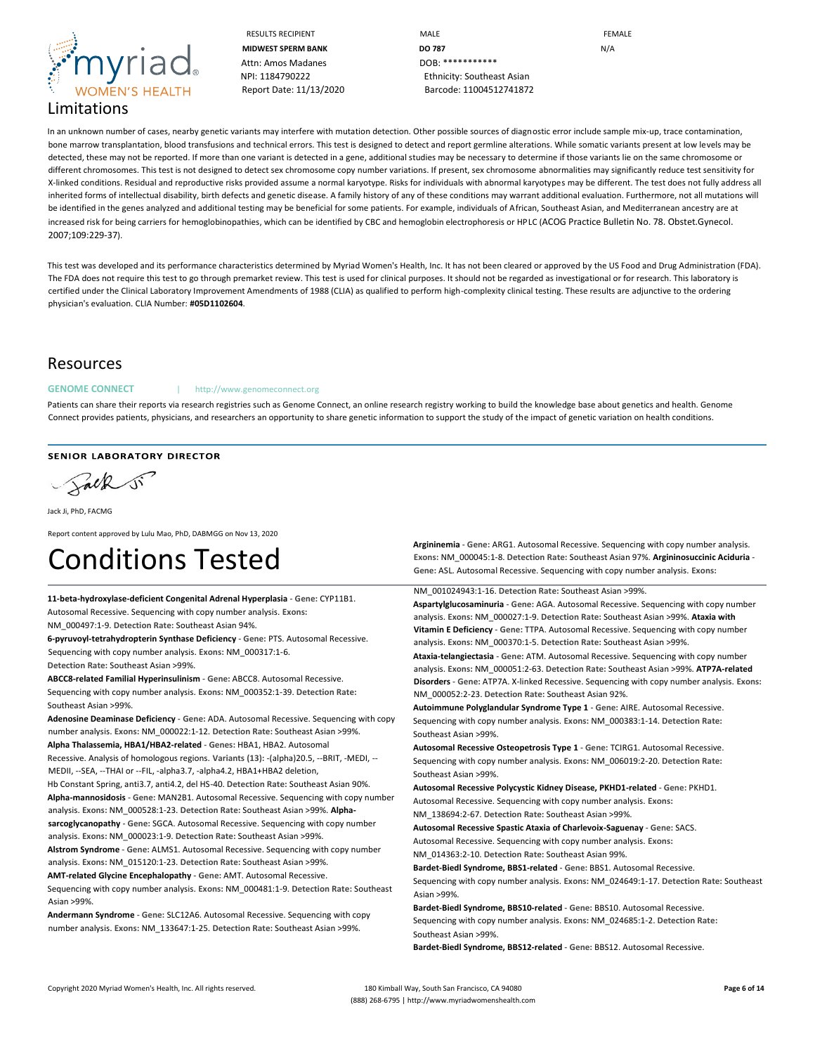## Limitations

In an unknown number of cases, nearby genetic variants may interfere with mutation detection. Other possible sources of diagnostic error include sample mix-up, trace contamination, bone marrow transplantation, blood transfusions and technical errors. This test is designed to detect and report germline alterations. While somatic variants present at low levels may be detected, these may not be reported. If more than one variant is detected in a gene, additional studies may be necessary to determine if those variants lie on the same chromosome or different chromosomes. This test is not designed to detect sex chromosome copy number variations. If present, sex chromosome abnormalities may significantly reduce test sensitivity for X-linked conditions. Residual and reproductive risks provided assume a normal karyotype. Risks for individuals with abnormal karyotypes may be different. The test does not fully address all inherited forms of intellectual disability, birth defects and genetic disease. A family history of any of these conditions may warrant additional evaluation. Furthermore, not all mutations will be identified in the genes analyzed and additional testing may be beneficial for some patients. For example, individuals of African, Southeast Asian, and Mediterranean ancestry are at increased risk for being carriers for hemoglobinopathies, which can be identified by CBC and hemoglobin electrophoresis or HPLC (ACOG Practice Bulletin No. 78. Obstet.Gynecol. 2007;109:229-37).

This test was developed and its performance characteristics determined by Myriad Women's Health, Inc. It has not been cleared or approved by the US Food and Drug Administration (FDA). The FDA does not require this test to go through premarket review. This test is used for clinical purposes. It should not be regarded as investigational or for research. This laboratory is certified under the Clinical Laboratory Improvement Amendments of 1988 (CLIA) as qualified to perform high-complexity clinical testing. These results are adjunctive to the ordering physician's evaluation. CLIA Number: **#05D1102604**.

## Resources

**GENOME CONNECT** | http://www.genomeconnect.org

Patients can share their reports via research registries such as Genome Connect, an online research registry working to build the knowledge base about genetics and health. Genome Connect provides patients, physicians, and researchers an opportunity to share genetic information to support the study of the impact of genetic variation on health conditions.

**SENIOR LABORATORY DIRECTOR**

Jack Ji, PhD, FACMG

Report content approved by Lulu Mao, PhD, DABMGG on Nov 13, 2020

# Conditions Tested

**11-beta-hydroxylase-deficient Congenital Adrenal Hyperplasia** - **Gene:** CYP11B1. Autosomal Recessive. Sequencing with copy number analysis. **Exons:** NM_000497:1-9. **Detection Rate:** Southeast Asian 94%.

**6-pyruvoyl-tetrahydropterin Synthase Deficiency** - **Gene:** PTS. Autosomal Recessive. Sequencing with copy number analysis. **Exons:** NM_000317:1-6. **Detection Rate:** Southeast Asian >99%.

**ABCC8-related Familial Hyperinsulinism** - **Gene:** ABCC8. Autosomal Recessive. Sequencing with copy number analysis. **Exons:** NM_000352:1-39. **Detection Rate:** Southeast Asian >99%.

**Adenosine Deaminase Deficiency** - **Gene:** ADA. Autosomal Recessive. Sequencing with copy number analysis. **Exons:** NM_000022:1-12. **Detection Rate:** Southeast Asian >99%.

**Alpha Thalassemia, HBA1/HBA2-related** - **Genes:** HBA1, HBA2. Autosomal Recessive. Analysis of homologous regions. **Variants (13):** -(alpha)20.5, --BRIT, -MEDI, --MEDII, --SEA, --THAI or --FIL, -alpha3.7, -alpha4.2, HBA1+HBA2 deletion, Hb Constant Spring, anti3.7, anti4.2, del HS-40. **Detection Rate:** Southeast Asian 90%.

**Alpha-mannosidosis** - **Gene:** MAN2B1. Autosomal Recessive. Sequencing with copy number analysis. **Exons:** NM_000528:1-23. **Detection Rate:** Southeast Asian >99%.

**Alpha-sarcoglycanopathy** - **Gene:** SGCA. Autosomal Recessive. Sequencing with copy number analysis. **Exons:** NM_000023:1-9. **Detection Rate:** Southeast Asian >99%.

**Alstrom Syndrome** - **Gene:** ALMS1. Autosomal Recessive. Sequencing with copy number analysis. **Exons:** NM_015120:1-23. **Detection Rate:** Southeast Asian >99%.

**AMT-related Glycine Encephalopathy** - **Gene:** AMT. Autosomal Recessive. Sequencing with copy number analysis. **Exons:** NM_000481:1-9. **Detection Rate:** Southeast Asian >99%.

**Andermann Syndrome** - **Gene:** SLC12A6. Autosomal Recessive. Sequencing with copy number analysis. **Exons:** NM_133647:1-25. **Detection Rate:** Southeast Asian >99%.

**Argininemia** - **Gene:** ARG1. Autosomal Recessive. Sequencing with copy number analysis. **Exons:** NM_000045:1-8. **Detection Rate:** Southeast Asian 97%.

**Argininosuccinic Aciduria** - **Gene:** ASL. Autosomal Recessive. Sequencing with copy number analysis. **Exons:** NM_001024943:1-16. **Detection Rate:** Southeast Asian >99%.

**Aspartylglucosaminuria** - **Gene:** AGA. Autosomal Recessive. Sequencing with copy number analysis. **Exons:** NM_000027:1-9. **Detection Rate:** Southeast Asian >99%.

**Ataxia with Vitamin E Deficiency** - **Gene:** TTPA. Autosomal Recessive. Sequencing with copy number analysis. **Exons:** NM_000370:1-5. **Detection Rate:** Southeast Asian >99%.

**Ataxia-telangiectasia** - **Gene:** ATM. Autosomal Recessive. Sequencing with copy number analysis. **Exons:** NM_000051:2-63. **Detection Rate:** Southeast Asian >99%.

**ATP7A-related Disorders** - **Gene:** ATP7A. X-linked Recessive. Sequencing with copy number analysis. **Exons:** NM_000052:2-23. **Detection Rate:** Southeast Asian 92%.

**Autoimmune Polyglandular Syndrome Type 1** - **Gene:** AIRE. Autosomal Recessive. Sequencing with copy number analysis. **Exons:** NM_000383:1-14. **Detection Rate:** Southeast Asian >99%.

**Autosomal Recessive Osteopetrosis Type 1** - **Gene:** TCIRG1. Autosomal Recessive. Sequencing with copy number analysis. **Exons:** NM_006019:2-20. **Detection Rate:** Southeast Asian >99%.

**Autosomal Recessive Polycystic Kidney Disease, PKHD1-related** - **Gene:** PKHD1. Autosomal Recessive. Sequencing with copy number analysis. **Exons:** NM_138694:2-67. **Detection Rate:** Southeast Asian >99%.

**Autosomal Recessive Spastic Ataxia of Charlevoix-Saguenay** - **Gene:** SACS. Autosomal Recessive. Sequencing with copy number analysis. **Exons:** NM_014363:2-10. **Detection Rate:** Southeast Asian 99%.

**Bardet-Biedl Syndrome, BBS1-related** - **Gene:** BBS1. Autosomal Recessive. Sequencing with copy number analysis. **Exons:** NM_024649:1-17. **Detection Rate:** Southeast Asian >99%.

**Bardet-Biedl Syndrome, BBS10-related** - **Gene:** BBS10. Autosomal Recessive. Sequencing with copy number analysis. **Exons:** NM_024685:1-2. **Detection Rate:** Southeast Asian >99%.

**Bardet-Biedl Syndrome, BBS12-related** - **Gene:** BBS12. Autosomal Recessive.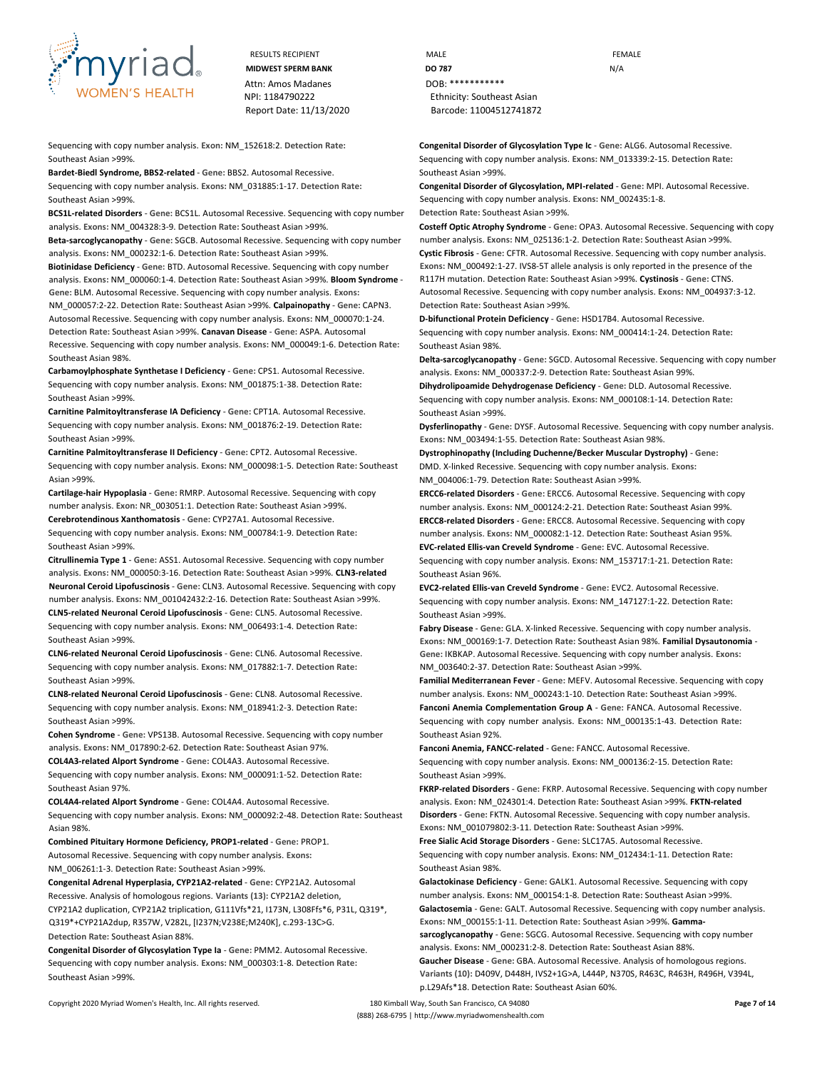RESULTS RECIPIENT
**MIDWEST SPERM BANK**
Attn: Amos Madanes
NPI: 1184790222
Report Date: 11/13/2020

MALE
**DO 787**
DOB: ***********
Ethnicity: Southeast Asian
Barcode: 11004512741872

FEMALE
N/A

Sequencing with copy number analysis. **Exon:** NM_152618:2. **Detection Rate:** Southeast Asian >99%.

**Bardet-Biedl Syndrome, BBS2-related** - **Gene:** BBS2. Autosomal Recessive. Sequencing with copy number analysis. **Exons:** NM_031885:1-17. **Detection Rate:** Southeast Asian >99%.

**BCS1L-related Disorders** - **Gene:** BCS1L. Autosomal Recessive. Sequencing with copy number analysis. **Exons:** NM_004328:3-9. **Detection Rate:** Southeast Asian >99%.

**Beta-sarcoglycanopathy** - **Gene:** SGCB. Autosomal Recessive. Sequencing with copy number analysis. **Exons:** NM_000232:1-6. **Detection Rate:** Southeast Asian >99%.

**Biotinidase Deficiency** - **Gene:** BTD. Autosomal Recessive. Sequencing with copy number analysis. **Exons:** NM_000060:1-4. **Detection Rate:** Southeast Asian >99%. **Bloom Syndrome** - **Gene:** BLM. Autosomal Recessive. Sequencing with copy number analysis. **Exons:** NM_000057:2-22. **Detection Rate:** Southeast Asian >99%. **Calpainopathy** - **Gene:** CAPN3. Autosomal Recessive. Sequencing with copy number analysis. **Exons:** NM_000070:1-24. **Detection Rate:** Southeast Asian >99%. **Canavan Disease** - **Gene:** ASPA. Autosomal Recessive. Sequencing with copy number analysis. **Exons:** NM_000049:1-6. **Detection Rate:** Southeast Asian 98%.

**Carbamoylphosphate Synthetase I Deficiency** - **Gene:** CPS1. Autosomal Recessive. Sequencing with copy number analysis. **Exons:** NM_001875:1-38. **Detection Rate:** Southeast Asian >99%.

**Carnitine Palmitoyltransferase IA Deficiency** - **Gene:** CPT1A. Autosomal Recessive. Sequencing with copy number analysis. **Exons:** NM_001876:2-19. **Detection Rate:** Southeast Asian >99%.

**Carnitine Palmitoyltransferase II Deficiency** - **Gene:** CPT2. Autosomal Recessive. Sequencing with copy number analysis. **Exons:** NM_000098:1-5. **Detection Rate:** Southeast Asian >99%.

**Cartilage-hair Hypoplasia** - **Gene:** RMRP. Autosomal Recessive. Sequencing with copy number analysis. **Exon:** NR_003051:1. **Detection Rate:** Southeast Asian >99%.

**Cerebrotendinous Xanthomatosis** - **Gene:** CYP27A1. Autosomal Recessive. Sequencing with copy number analysis. **Exons:** NM_000784:1-9. **Detection Rate:** Southeast Asian >99%.

**Citrullinemia Type 1** - **Gene:** ASS1. Autosomal Recessive. Sequencing with copy number analysis. **Exons:** NM_000050:3-16. **Detection Rate:** Southeast Asian >99%. **CLN3-related Neuronal Ceroid Lipofuscinosis** - **Gene:** CLN3. Autosomal Recessive. Sequencing with copy number analysis. **Exons:** NM_001042432:2-16. **Detection Rate:** Southeast Asian >99%.

**CLN5-related Neuronal Ceroid Lipofuscinosis** - **Gene:** CLN5. Autosomal Recessive. Sequencing with copy number analysis. **Exons:** NM_006493:1-4. **Detection Rate:** Southeast Asian >99%.

**CLN6-related Neuronal Ceroid Lipofuscinosis** - **Gene:** CLN6. Autosomal Recessive. Sequencing with copy number analysis. **Exons:** NM_017882:1-7. **Detection Rate:** Southeast Asian >99%.

**CLN8-related Neuronal Ceroid Lipofuscinosis** - **Gene:** CLN8. Autosomal Recessive. Sequencing with copy number analysis. **Exons:** NM_018941:2-3. **Detection Rate:** Southeast Asian >99%.

**Cohen Syndrome** - **Gene:** VPS13B. Autosomal Recessive. Sequencing with copy number analysis. **Exons:** NM_017890:2-62. **Detection Rate:** Southeast Asian 97%.

**COL4A3-related Alport Syndrome** - **Gene:** COL4A3. Autosomal Recessive. Sequencing with copy number analysis. **Exons:** NM_000091:1-52. **Detection Rate:** Southeast Asian 97%.

**COL4A4-related Alport Syndrome** - **Gene:** COL4A4. Autosomal Recessive. Sequencing with copy number analysis. **Exons:** NM_000092:2-48. **Detection Rate:** Southeast Asian 98%.

**Combined Pituitary Hormone Deficiency, PROP1-related** - **Gene:** PROP1. Autosomal Recessive. Sequencing with copy number analysis. **Exons:** NM_006261:1-3. **Detection Rate:** Southeast Asian >99%.

**Congenital Adrenal Hyperplasia, CYP21A2-related** - **Gene:** CYP21A2. Autosomal Recessive. Analysis of homologous regions. **Variants (13):** CYP21A2 deletion, CYP21A2 duplication, CYP21A2 triplication, G111Vfs*21, I173N, L308Ffs*6, P31L, Q319*, Q319*+CYP21A2dup, R357W, V282L, [I237N;V238E;M240K], c.293-13C>G. **Detection Rate:** Southeast Asian 88%.

**Congenital Disorder of Glycosylation Type Ia** - **Gene:** PMM2. Autosomal Recessive. Sequencing with copy number analysis. **Exons:** NM_000303:1-8. **Detection Rate:** Southeast Asian >99%.

**Congenital Disorder of Glycosylation Type Ic** - **Gene:** ALG6. Autosomal Recessive. Sequencing with copy number analysis. **Exons:** NM_013339:2-15. **Detection Rate:** Southeast Asian >99%.

**Congenital Disorder of Glycosylation, MPI-related** - **Gene:** MPI. Autosomal Recessive. Sequencing with copy number analysis. **Exons:** NM_002435:1-8. **Detection Rate:** Southeast Asian >99%.

**Costeff Optic Atrophy Syndrome** - **Gene:** OPA3. Autosomal Recessive. Sequencing with copy number analysis. **Exons:** NM_025136:1-2. **Detection Rate:** Southeast Asian >99%.

**Cystic Fibrosis** - **Gene:** CFTR. Autosomal Recessive. Sequencing with copy number analysis. **Exons:** NM_000492:1-27. IVS8-5T allele analysis is only reported in the presence of the R117H mutation. **Detection Rate:** Southeast Asian >99%. **Cystinosis** - **Gene:** CTNS. Autosomal Recessive. Sequencing with copy number analysis. **Exons:** NM_004937:3-12. **Detection Rate:** Southeast Asian >99%.

**D-bifunctional Protein Deficiency** - **Gene:** HSD17B4. Autosomal Recessive. Sequencing with copy number analysis. **Exons:** NM_000414:1-24. **Detection Rate:** Southeast Asian 98%.

**Delta-sarcoglycanopathy** - **Gene:** SGCD. Autosomal Recessive. Sequencing with copy number analysis. **Exons:** NM_000337:2-9. **Detection Rate:** Southeast Asian 99%.

**Dihydrolipoamide Dehydrogenase Deficiency** - **Gene:** DLD. Autosomal Recessive. Sequencing with copy number analysis. **Exons:** NM_000108:1-14. **Detection Rate:** Southeast Asian >99%.

**Dysferlinopathy** - **Gene:** DYSF. Autosomal Recessive. Sequencing with copy number analysis. **Exons:** NM_003494:1-55. **Detection Rate:** Southeast Asian 98%.

**Dystrophinopathy (Including Duchenne/Becker Muscular Dystrophy)** - **Gene:** DMD. X-linked Recessive. Sequencing with copy number analysis. **Exons:** NM_004006:1-79. **Detection Rate:** Southeast Asian >99%.

**ERCC6-related Disorders** - **Gene:** ERCC6. Autosomal Recessive. Sequencing with copy number analysis. **Exons:** NM_000124:2-21. **Detection Rate:** Southeast Asian 99%.

**ERCC8-related Disorders** - **Gene:** ERCC8. Autosomal Recessive. Sequencing with copy number analysis. **Exons:** NM_000082:1-12. **Detection Rate:** Southeast Asian 95%.

**EVC-related Ellis-van Creveld Syndrome** - **Gene:** EVC. Autosomal Recessive. Sequencing with copy number analysis. **Exons:** NM_153717:1-21. **Detection Rate:** Southeast Asian 96%.

**EVC2-related Ellis-van Creveld Syndrome** - **Gene:** EVC2. Autosomal Recessive. Sequencing with copy number analysis. **Exons:** NM_147127:1-22. **Detection Rate:** Southeast Asian >99%.

**Fabry Disease** - **Gene:** GLA. X-linked Recessive. Sequencing with copy number analysis. **Exons:** NM_000169:1-7. **Detection Rate:** Southeast Asian 98%. **Familial Dysautonomia** - **Gene:** IKBKAP. Autosomal Recessive. Sequencing with copy number analysis. **Exons:** NM_003640:2-37. **Detection Rate:** Southeast Asian >99%.

**Familial Mediterranean Fever** - **Gene:** MEFV. Autosomal Recessive. Sequencing with copy number analysis. **Exons:** NM_000243:1-10. **Detection Rate:** Southeast Asian >99%.

**Fanconi Anemia Complementation Group A** - **Gene:** FANCA. Autosomal Recessive. Sequencing with copy number analysis. **Exons:** NM_000135:1-43. **Detection Rate:** Southeast Asian 92%.

**Fanconi Anemia, FANCC-related** - **Gene:** FANCC. Autosomal Recessive. Sequencing with copy number analysis. **Exons:** NM_000136:2-15. **Detection Rate:** Southeast Asian >99%.

**FKRP-related Disorders** - **Gene:** FKRP. Autosomal Recessive. Sequencing with copy number analysis. **Exon:** NM_024301:4. **Detection Rate:** Southeast Asian >99%. **FKTN-related Disorders** - **Gene:** FKTN. Autosomal Recessive. Sequencing with copy number analysis. **Exons:** NM_001079802:3-11. **Detection Rate:** Southeast Asian >99%.

**Free Sialic Acid Storage Disorders** - **Gene:** SLC17A5. Autosomal Recessive. Sequencing with copy number analysis. **Exons:** NM_012434:1-11. **Detection Rate:** Southeast Asian 98%.

**Galactokinase Deficiency** - **Gene:** GALK1. Autosomal Recessive. Sequencing with copy number analysis. **Exons:** NM_000154:1-8. **Detection Rate:** Southeast Asian >99%.

**Galactosemia** - **Gene:** GALT. Autosomal Recessive. Sequencing with copy number analysis. **Exons:** NM_000155:1-11. **Detection Rate:** Southeast Asian >99%. **Gamma-sarcoglycanopathy** - **Gene:** SGCG. Autosomal Recessive. Sequencing with copy number analysis. **Exons:** NM_000231:2-8. **Detection Rate:** Southeast Asian 88%.

**Gaucher Disease** - **Gene:** GBA. Autosomal Recessive. Analysis of homologous regions. **Variants (10):** D409V, D448H, IVS2+1G>A, L444P, N370S, R463C, R463H, R496H, V394L, p.L29Afs*18. **Detection Rate:** Southeast Asian 60%.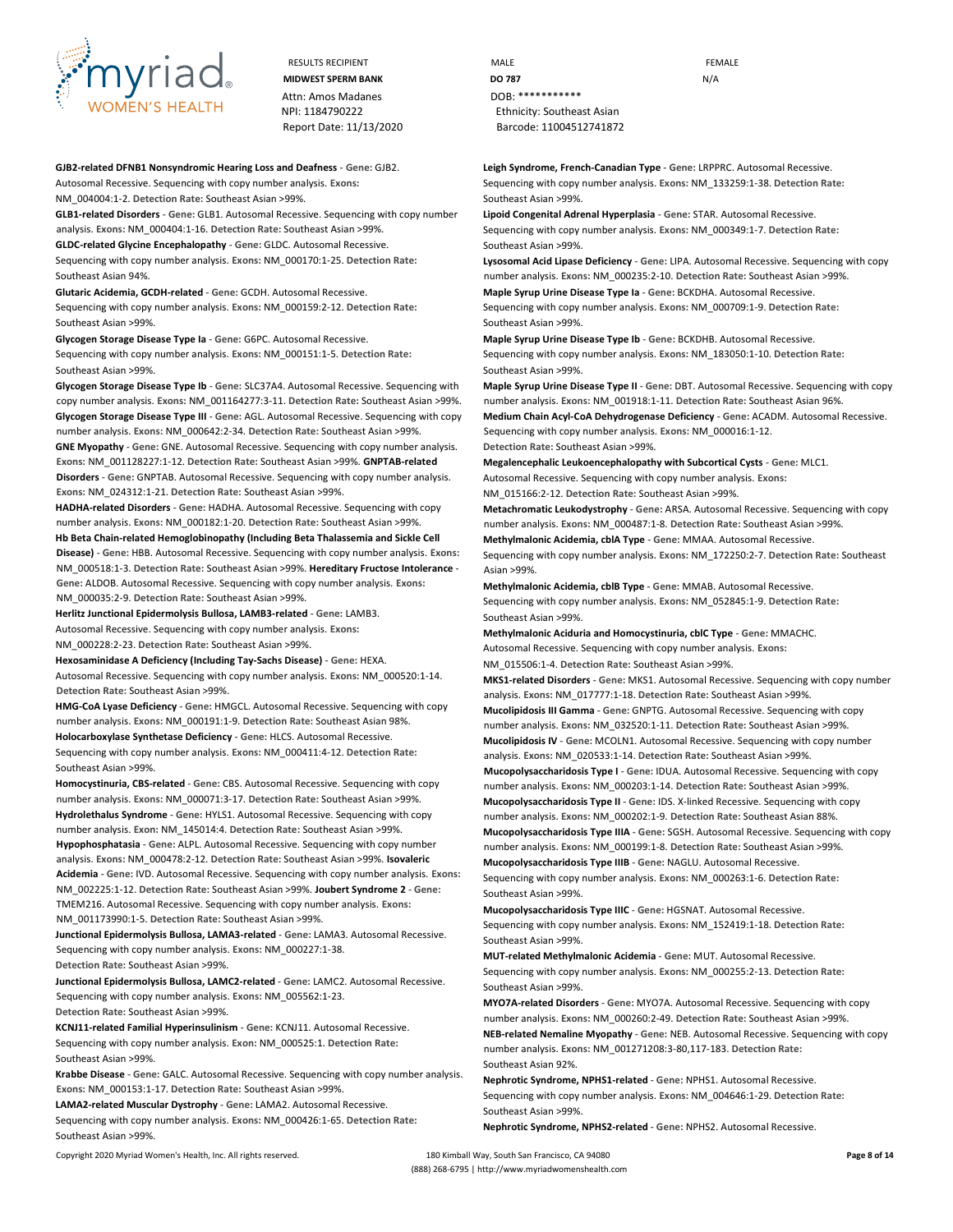**GJB2-related DFNB1 Nonsyndromic Hearing Loss and Deafness** - **Gene:** GJB2. Autosomal Recessive. Sequencing with copy number analysis. **Exons:** NM_004004:1-2. **Detection Rate:** Southeast Asian >99%.

**GLB1-related Disorders** - **Gene:** GLB1. Autosomal Recessive. Sequencing with copy number analysis. **Exons:** NM_000404:1-16. **Detection Rate:** Southeast Asian >99%.

**GLDC-related Glycine Encephalopathy** - **Gene:** GLDC. Autosomal Recessive. Sequencing with copy number analysis. **Exons:** NM_000170:1-25. **Detection Rate:** Southeast Asian 94%.

**Glutaric Acidemia, GCDH-related** - **Gene:** GCDH. Autosomal Recessive. Sequencing with copy number analysis. **Exons:** NM_000159:2-12. **Detection Rate:** Southeast Asian >99%.

**Glycogen Storage Disease Type Ia** - **Gene:** G6PC. Autosomal Recessive. Sequencing with copy number analysis. **Exons:** NM_000151:1-5. **Detection Rate:** Southeast Asian >99%.

**Glycogen Storage Disease Type Ib** - **Gene:** SLC37A4. Autosomal Recessive. Sequencing with copy number analysis. **Exons:** NM_001164277:3-11. **Detection Rate:** Southeast Asian >99%.

**Glycogen Storage Disease Type III** - **Gene:** AGL. Autosomal Recessive. Sequencing with copy number analysis. **Exons:** NM_000642:2-34. **Detection Rate:** Southeast Asian >99%.

**GNE Myopathy** - **Gene:** GNE. Autosomal Recessive. Sequencing with copy number analysis. **Exons:** NM_001128227:1-12. **Detection Rate:** Southeast Asian >99%.

**GNPTAB-related Disorders** - **Gene:** GNPTAB. Autosomal Recessive. Sequencing with copy number analysis. **Exons:** NM_024312:1-21. **Detection Rate:** Southeast Asian >99%.

**HADHA-related Disorders** - **Gene:** HADHA. Autosomal Recessive. Sequencing with copy number analysis. **Exons:** NM_000182:1-20. **Detection Rate:** Southeast Asian >99%.

**Hb Beta Chain-related Hemoglobinopathy (Including Beta Thalassemia and Sickle Cell Disease)** - **Gene:** HBB. Autosomal Recessive. Sequencing with copy number analysis. **Exons:** NM_000518:1-3. **Detection Rate:** Southeast Asian >99%.

**Hereditary Fructose Intolerance** - **Gene:** ALDOB. Autosomal Recessive. Sequencing with copy number analysis. **Exons:** NM_000035:2-9. **Detection Rate:** Southeast Asian >99%.

**Herlitz Junctional Epidermolysis Bullosa, LAMB3-related** - **Gene:** LAMB3. Autosomal Recessive. Sequencing with copy number analysis. **Exons:** NM_000228:2-23. **Detection Rate:** Southeast Asian >99%.

**Hexosaminidase A Deficiency (Including Tay-Sachs Disease)** - **Gene:** HEXA. Autosomal Recessive. Sequencing with copy number analysis. **Exons:** NM_000520:1-14. **Detection Rate:** Southeast Asian >99%.

**HMG-CoA Lyase Deficiency** - **Gene:** HMGCL. Autosomal Recessive. Sequencing with copy number analysis. **Exons:** NM_000191:1-9. **Detection Rate:** Southeast Asian 98%.

**Holocarboxylase Synthetase Deficiency** - **Gene:** HLCS. Autosomal Recessive. Sequencing with copy number analysis. **Exons:** NM_000411:4-12. **Detection Rate:** Southeast Asian >99%.

**Homocystinuria, CBS-related** - **Gene:** CBS. Autosomal Recessive. Sequencing with copy number analysis. **Exons:** NM_000071:3-17. **Detection Rate:** Southeast Asian >99%.

**Hydrolethalus Syndrome** - **Gene:** HYLS1. Autosomal Recessive. Sequencing with copy number analysis. **Exon:** NM_145014:4. **Detection Rate:** Southeast Asian >99%.

**Hypophosphatasia** - **Gene:** ALPL. Autosomal Recessive. Sequencing with copy number analysis. **Exons:** NM_000478:2-12. **Detection Rate:** Southeast Asian >99%.

**Isovaleric Acidemia** - **Gene:** IVD. Autosomal Recessive. Sequencing with copy number analysis. **Exons:** NM_002225:1-12. **Detection Rate:** Southeast Asian >99%.

**Joubert Syndrome 2** - **Gene:** TMEM216. Autosomal Recessive. Sequencing with copy number analysis. **Exons:** NM_001173990:1-5. **Detection Rate:** Southeast Asian >99%.

**Junctional Epidermolysis Bullosa, LAMA3-related** - **Gene:** LAMA3. Autosomal Recessive. Sequencing with copy number analysis. **Exons:** NM_000227:1-38. **Detection Rate:** Southeast Asian >99%.

**Junctional Epidermolysis Bullosa, LAMC2-related** - **Gene:** LAMC2. Autosomal Recessive. Sequencing with copy number analysis. **Exons:** NM_005562:1-23. **Detection Rate:** Southeast Asian >99%.

**KCNJ11-related Familial Hyperinsulinism** - **Gene:** KCNJ11. Autosomal Recessive. Sequencing with copy number analysis. **Exon:** NM_000525:1. **Detection Rate:** Southeast Asian >99%.

**Krabbe Disease** - **Gene:** GALC. Autosomal Recessive. Sequencing with copy number analysis. **Exons:** NM_000153:1-17. **Detection Rate:** Southeast Asian >99%.

**LAMA2-related Muscular Dystrophy** - **Gene:** LAMA2. Autosomal Recessive. Sequencing with copy number analysis. **Exons:** NM_000426:1-65. **Detection Rate:** Southeast Asian >99%.

**Leigh Syndrome, French-Canadian Type** - **Gene:** LRPPRC. Autosomal Recessive. Sequencing with copy number analysis. **Exons:** NM_133259:1-38. **Detection Rate:** Southeast Asian >99%.

**Lipoid Congenital Adrenal Hyperplasia** - **Gene:** STAR. Autosomal Recessive. Sequencing with copy number analysis. **Exons:** NM_000349:1-7. **Detection Rate:** Southeast Asian >99%.

**Lysosomal Acid Lipase Deficiency** - **Gene:** LIPA. Autosomal Recessive. Sequencing with copy number analysis. **Exons:** NM_000235:2-10. **Detection Rate:** Southeast Asian >99%.

**Maple Syrup Urine Disease Type Ia** - **Gene:** BCKDHA. Autosomal Recessive. Sequencing with copy number analysis. **Exons:** NM_000709:1-9. **Detection Rate:** Southeast Asian >99%.

**Maple Syrup Urine Disease Type Ib** - **Gene:** BCKDHB. Autosomal Recessive. Sequencing with copy number analysis. **Exons:** NM_183050:1-10. **Detection Rate:** Southeast Asian >99%.

**Maple Syrup Urine Disease Type II** - **Gene:** DBT. Autosomal Recessive. Sequencing with copy number analysis. **Exons:** NM_001918:1-11. **Detection Rate:** Southeast Asian 96%.

**Medium Chain Acyl-CoA Dehydrogenase Deficiency** - **Gene:** ACADM. Autosomal Recessive. Sequencing with copy number analysis. **Exons:** NM_000016:1-12. **Detection Rate:** Southeast Asian >99%.

**Megalencephalic Leukoencephalopathy with Subcortical Cysts** - **Gene:** MLC1. Autosomal Recessive. Sequencing with copy number analysis. **Exons:** NM_015166:2-12. **Detection Rate:** Southeast Asian >99%.

**Metachromatic Leukodystrophy** - **Gene:** ARSA. Autosomal Recessive. Sequencing with copy number analysis. **Exons:** NM_000487:1-8. **Detection Rate:** Southeast Asian >99%.

**Methylmalonic Acidemia, cblA Type** - **Gene:** MMAA. Autosomal Recessive. Sequencing with copy number analysis. **Exons:** NM_172250:2-7. **Detection Rate:** Southeast Asian >99%.

**Methylmalonic Acidemia, cblB Type** - **Gene:** MMAB. Autosomal Recessive. Sequencing with copy number analysis. **Exons:** NM_052845:1-9. **Detection Rate:** Southeast Asian >99%.

**Methylmalonic Aciduria and Homocystinuria, cblC Type** - **Gene:** MMACHC. Autosomal Recessive. Sequencing with copy number analysis. **Exons:** NM_015506:1-4. **Detection Rate:** Southeast Asian >99%.

**MKS1-related Disorders** - **Gene:** MKS1. Autosomal Recessive. Sequencing with copy number analysis. **Exons:** NM_017777:1-18. **Detection Rate:** Southeast Asian >99%.

**Mucolipidosis III Gamma** - **Gene:** GNPTG. Autosomal Recessive. Sequencing with copy number analysis. **Exons:** NM_032520:1-11. **Detection Rate:** Southeast Asian >99%.

**Mucolipidosis IV** - **Gene:** MCOLN1. Autosomal Recessive. Sequencing with copy number analysis. **Exons:** NM_020533:1-14. **Detection Rate:** Southeast Asian >99%.

**Mucopolysaccharidosis Type I** - **Gene:** IDUA. Autosomal Recessive. Sequencing with copy number analysis. **Exons:** NM_000203:1-14. **Detection Rate:** Southeast Asian >99%.

**Mucopolysaccharidosis Type II** - **Gene:** IDS. X-linked Recessive. Sequencing with copy number analysis. **Exons:** NM_000202:1-9. **Detection Rate:** Southeast Asian 88%.

**Mucopolysaccharidosis Type IIIA** - **Gene:** SGSH. Autosomal Recessive. Sequencing with copy number analysis. **Exons:** NM_000199:1-8. **Detection Rate:** Southeast Asian >99%.

**Mucopolysaccharidosis Type IIIB** - **Gene:** NAGLU. Autosomal Recessive. Sequencing with copy number analysis. **Exons:** NM_000263:1-6. **Detection Rate:** Southeast Asian >99%.

**Mucopolysaccharidosis Type IIIC** - **Gene:** HGSNAT. Autosomal Recessive. Sequencing with copy number analysis. **Exons:** NM_152419:1-18. **Detection Rate:** Southeast Asian >99%.

**MUT-related Methylmalonic Acidemia** - **Gene:** MUT. Autosomal Recessive. Sequencing with copy number analysis. **Exons:** NM_000255:2-13. **Detection Rate:** Southeast Asian >99%.

**MYO7A-related Disorders** - **Gene:** MYO7A. Autosomal Recessive. Sequencing with copy number analysis. **Exons:** NM_000260:2-49. **Detection Rate:** Southeast Asian >99%.

**NEB-related Nemaline Myopathy** - **Gene:** NEB. Autosomal Recessive. Sequencing with copy number analysis. **Exons:** NM_001271208:3-80,117-183. **Detection Rate:** Southeast Asian 92%.

**Nephrotic Syndrome, NPHS1-related** - **Gene:** NPHS1. Autosomal Recessive. Sequencing with copy number analysis. **Exons:** NM_004646:1-29. **Detection Rate:** Southeast Asian >99%.

**Nephrotic Syndrome, NPHS2-related** - **Gene:** NPHS2. Autosomal Recessive.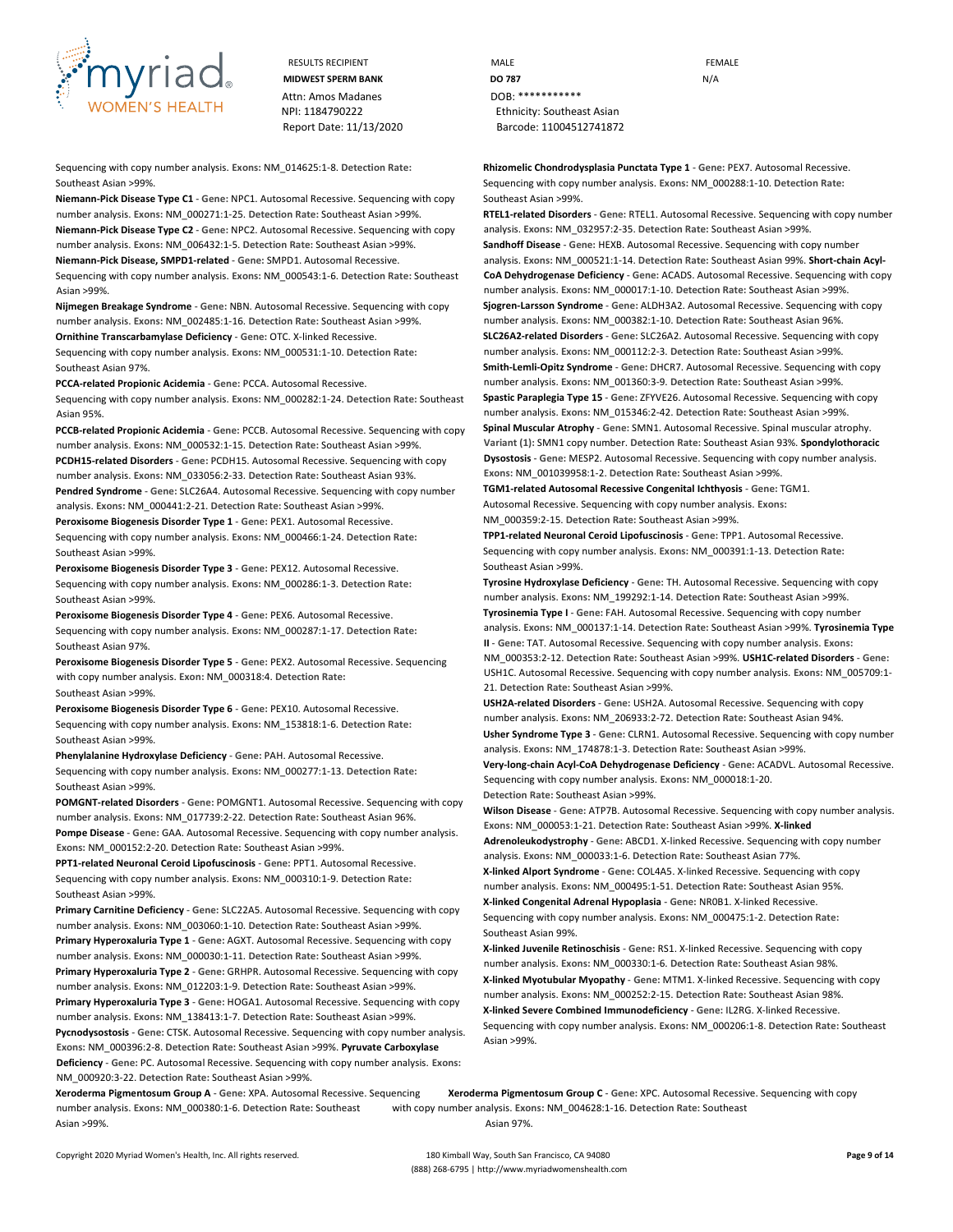Sequencing with copy number analysis. **Exons:** NM_014625:1-8. **Detection Rate:** Southeast Asian >99%.

**Niemann-Pick Disease Type C1** - **Gene:** NPC1. Autosomal Recessive. Sequencing with copy number analysis. **Exons:** NM_000271:1-25. **Detection Rate:** Southeast Asian >99%.

**Niemann-Pick Disease Type C2** - **Gene:** NPC2. Autosomal Recessive. Sequencing with copy number analysis. **Exons:** NM_006432:1-5. **Detection Rate:** Southeast Asian >99%.

**Niemann-Pick Disease, SMPD1-related** - **Gene:** SMPD1. Autosomal Recessive. Sequencing with copy number analysis. **Exons:** NM_000543:1-6. **Detection Rate:** Southeast Asian >99%.

**Nijmegen Breakage Syndrome** - **Gene:** NBN. Autosomal Recessive. Sequencing with copy number analysis. **Exons:** NM_002485:1-16. **Detection Rate:** Southeast Asian >99%.

**Ornithine Transcarbamylase Deficiency** - **Gene:** OTC. X-linked Recessive. Sequencing with copy number analysis. **Exons:** NM_000531:1-10. **Detection Rate:** Southeast Asian 97%.

**PCCA-related Propionic Acidemia** - **Gene:** PCCA. Autosomal Recessive. Sequencing with copy number analysis. **Exons:** NM_000282:1-24. **Detection Rate:** Southeast Asian 95%.

**PCCB-related Propionic Acidemia** - **Gene:** PCCB. Autosomal Recessive. Sequencing with copy number analysis. **Exons:** NM_000532:1-15. **Detection Rate:** Southeast Asian >99%.

**PCDH15-related Disorders** - **Gene:** PCDH15. Autosomal Recessive. Sequencing with copy number analysis. **Exons:** NM_033056:2-33. **Detection Rate:** Southeast Asian 93%.

**Pendred Syndrome** - **Gene:** SLC26A4. Autosomal Recessive. Sequencing with copy number analysis. **Exons:** NM_000441:2-21. **Detection Rate:** Southeast Asian >99%.

**Peroxisome Biogenesis Disorder Type 1** - **Gene:** PEX1. Autosomal Recessive. Sequencing with copy number analysis. **Exons:** NM_000466:1-24. **Detection Rate:** Southeast Asian >99%.

**Peroxisome Biogenesis Disorder Type 3** - **Gene:** PEX12. Autosomal Recessive. Sequencing with copy number analysis. **Exons:** NM_000286:1-3. **Detection Rate:** Southeast Asian >99%.

**Peroxisome Biogenesis Disorder Type 4** - **Gene:** PEX6. Autosomal Recessive. Sequencing with copy number analysis. **Exons:** NM_000287:1-17. **Detection Rate:** Southeast Asian 97%.

**Peroxisome Biogenesis Disorder Type 5** - **Gene:** PEX2. Autosomal Recessive. Sequencing with copy number analysis. **Exon:** NM_000318:4. **Detection Rate:** Southeast Asian >99%.

**Peroxisome Biogenesis Disorder Type 6** - **Gene:** PEX10. Autosomal Recessive. Sequencing with copy number analysis. **Exons:** NM_153818:1-6. **Detection Rate:** Southeast Asian >99%.

**Phenylalanine Hydroxylase Deficiency** - **Gene:** PAH. Autosomal Recessive. Sequencing with copy number analysis. **Exons:** NM_000277:1-13. **Detection Rate:** Southeast Asian >99%.

**POMGNT-related Disorders** - **Gene:** POMGNT1. Autosomal Recessive. Sequencing with copy number analysis. **Exons:** NM_017739:2-22. **Detection Rate:** Southeast Asian 96%.

**Pompe Disease** - **Gene:** GAA. Autosomal Recessive. Sequencing with copy number analysis. **Exons:** NM_000152:2-20. **Detection Rate:** Southeast Asian >99%.

**PPT1-related Neuronal Ceroid Lipofuscinosis** - **Gene:** PPT1. Autosomal Recessive. Sequencing with copy number analysis. **Exons:** NM_000310:1-9. **Detection Rate:** Southeast Asian >99%.

**Primary Carnitine Deficiency** - **Gene:** SLC22A5. Autosomal Recessive. Sequencing with copy number analysis. **Exons:** NM_003060:1-10. **Detection Rate:** Southeast Asian >99%.

**Primary Hyperoxaluria Type 1** - **Gene:** AGXT. Autosomal Recessive. Sequencing with copy number analysis. **Exons:** NM_000030:1-11. **Detection Rate:** Southeast Asian >99%.

**Primary Hyperoxaluria Type 2** - **Gene:** GRHPR. Autosomal Recessive. Sequencing with copy number analysis. **Exons:** NM_012203:1-9. **Detection Rate:** Southeast Asian >99%.

**Primary Hyperoxaluria Type 3** - **Gene:** HOGA1. Autosomal Recessive. Sequencing with copy number analysis. **Exons:** NM_138413:1-7. **Detection Rate:** Southeast Asian >99%.

**Pycnodysostosis** - **Gene:** CTSK. Autosomal Recessive. Sequencing with copy number analysis. **Exons:** NM_000396:2-8. **Detection Rate:** Southeast Asian >99%.

**Pyruvate Carboxylase Deficiency** - **Gene:** PC. Autosomal Recessive. Sequencing with copy number analysis. **Exons:** NM_000920:3-22. **Detection Rate:** Southeast Asian >99%.

**Rhizomelic Chondrodysplasia Punctata Type 1** - **Gene:** PEX7. Autosomal Recessive. Sequencing with copy number analysis. **Exons:** NM_000288:1-10. **Detection Rate:** Southeast Asian >99%.

**RTEL1-related Disorders** - **Gene:** RTEL1. Autosomal Recessive. Sequencing with copy number analysis. **Exons:** NM_032957:2-35. **Detection Rate:** Southeast Asian >99%.

**Sandhoff Disease** - **Gene:** HEXB. Autosomal Recessive. Sequencing with copy number analysis. **Exons:** NM_000521:1-14. **Detection Rate:** Southeast Asian 99%.

**Short-chain Acyl-CoA Dehydrogenase Deficiency** - **Gene:** ACADS. Autosomal Recessive. Sequencing with copy number analysis. **Exons:** NM_000017:1-10. **Detection Rate:** Southeast Asian >99%.

**Sjogren-Larsson Syndrome** - **Gene:** ALDH3A2. Autosomal Recessive. Sequencing with copy number analysis. **Exons:** NM_000382:1-10. **Detection Rate:** Southeast Asian 96%.

**SLC26A2-related Disorders** - **Gene:** SLC26A2. Autosomal Recessive. Sequencing with copy number analysis. **Exons:** NM_000112:2-3. **Detection Rate:** Southeast Asian >99%.

**Smith-Lemli-Opitz Syndrome** - **Gene:** DHCR7. Autosomal Recessive. Sequencing with copy number analysis. **Exons:** NM_001360:3-9. **Detection Rate:** Southeast Asian >99%.

**Spastic Paraplegia Type 15** - **Gene:** ZFYVE26. Autosomal Recessive. Sequencing with copy number analysis. **Exons:** NM_015346:2-42. **Detection Rate:** Southeast Asian >99%.

**Spinal Muscular Atrophy** - **Gene:** SMN1. Autosomal Recessive. Spinal muscular atrophy. **Variant (1):** SMN1 copy number. **Detection Rate:** Southeast Asian 93%.

**Spondylothoracic Dysostosis** - **Gene:** MESP2. Autosomal Recessive. Sequencing with copy number analysis. **Exons:** NM_001039958:1-2. **Detection Rate:** Southeast Asian >99%.

**TGM1-related Autosomal Recessive Congenital Ichthyosis** - **Gene:** TGM1. Autosomal Recessive. Sequencing with copy number analysis. **Exons:** NM_000359:2-15. **Detection Rate:** Southeast Asian >99%.

**TPP1-related Neuronal Ceroid Lipofuscinosis** - **Gene:** TPP1. Autosomal Recessive. Sequencing with copy number analysis. **Exons:** NM_000391:1-13. **Detection Rate:** Southeast Asian >99%.

**Tyrosine Hydroxylase Deficiency** - **Gene:** TH. Autosomal Recessive. Sequencing with copy number analysis. **Exons:** NM_199292:1-14. **Detection Rate:** Southeast Asian >99%.

**Tyrosinemia Type I** - **Gene:** FAH. Autosomal Recessive. Sequencing with copy number analysis. **Exons:** NM_000137:1-14. **Detection Rate:** Southeast Asian >99%.

**Tyrosinemia Type II** - **Gene:** TAT. Autosomal Recessive. Sequencing with copy number analysis. **Exons:** NM_000353:2-12. **Detection Rate:** Southeast Asian >99%.

**USH1C-related Disorders** - **Gene:** USH1C. Autosomal Recessive. Sequencing with copy number analysis. **Exons:** NM_005709:1-21. **Detection Rate:** Southeast Asian >99%.

**USH2A-related Disorders** - **Gene:** USH2A. Autosomal Recessive. Sequencing with copy number analysis. **Exons:** NM_206933:2-72. **Detection Rate:** Southeast Asian 94%.

**Usher Syndrome Type 3** - **Gene:** CLRN1. Autosomal Recessive. Sequencing with copy number analysis. **Exons:** NM_174878:1-3. **Detection Rate:** Southeast Asian >99%.

**Very-long-chain Acyl-CoA Dehydrogenase Deficiency** - **Gene:** ACADVL. Autosomal Recessive. Sequencing with copy number analysis. **Exons:** NM_000018:1-20. **Detection Rate:** Southeast Asian >99%.

**Wilson Disease** - **Gene:** ATP7B. Autosomal Recessive. Sequencing with copy number analysis. **Exons:** NM_000053:1-21. **Detection Rate:** Southeast Asian >99%.

**X-linked Adrenoleukodystrophy** - **Gene:** ABCD1. X-linked Recessive. Sequencing with copy number analysis. **Exons:** NM_000033:1-6. **Detection Rate:** Southeast Asian 77%.

**X-linked Alport Syndrome** - **Gene:** COL4A5. X-linked Recessive. Sequencing with copy number analysis. **Exons:** NM_000495:1-51. **Detection Rate:** Southeast Asian 95%.

**X-linked Congenital Adrenal Hypoplasia** - **Gene:** NR0B1. X-linked Recessive. Sequencing with copy number analysis. **Exons:** NM_000475:1-2. **Detection Rate:** Southeast Asian 99%.

**X-linked Juvenile Retinoschisis** - **Gene:** RS1. X-linked Recessive. Sequencing with copy number analysis. **Exons:** NM_000330:1-6. **Detection Rate:** Southeast Asian 98%.

**X-linked Myotubular Myopathy** - **Gene:** MTM1. X-linked Recessive. Sequencing with copy number analysis. **Exons:** NM_000252:2-15. **Detection Rate:** Southeast Asian 98%.

**X-linked Severe Combined Immunodeficiency** - **Gene:** IL2RG. X-linked Recessive. Sequencing with copy number analysis. **Exons:** NM_000206:1-8. **Detection Rate:** Southeast Asian >99%.

**Xeroderma Pigmentosum Group A** - **Gene:** XPA. Autosomal Recessive. Sequencing with copy number analysis. **Exons:** NM_000380:1-6. **Detection Rate:** Southeast Asian >99%.

**Xeroderma Pigmentosum Group C** - **Gene:** XPC. Autosomal Recessive. Sequencing with copy number analysis. **Exons:** NM_004628:1-16. **Detection Rate:** Southeast Asian 97%.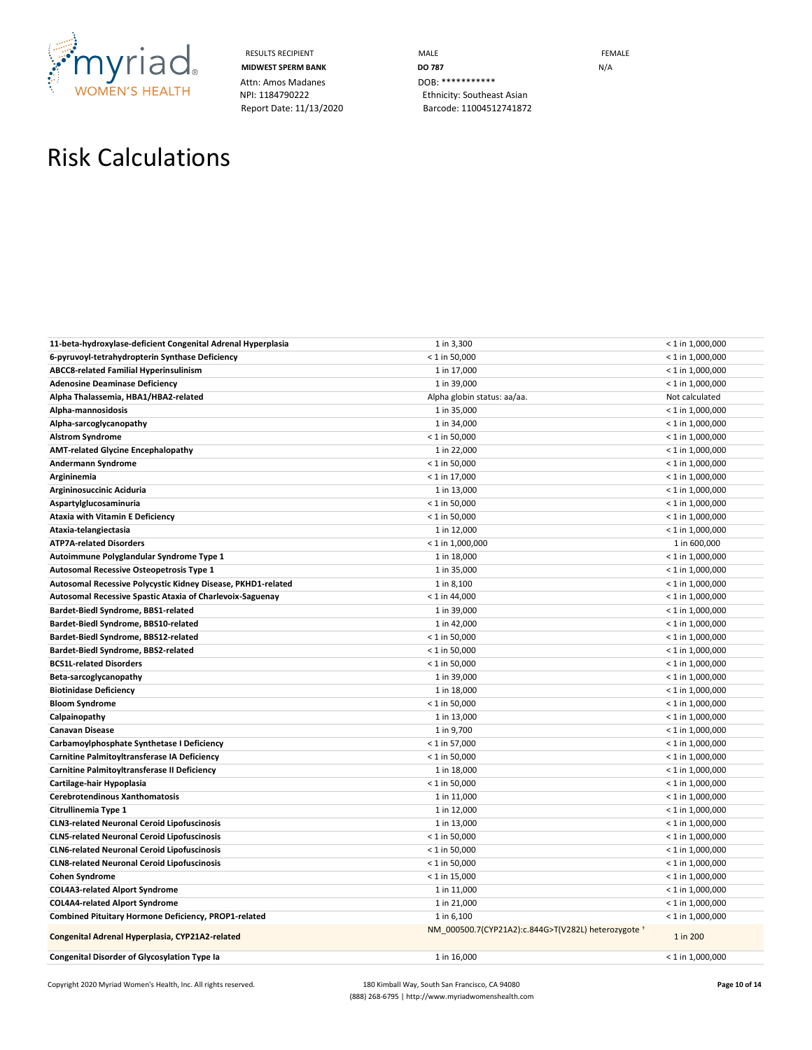RESULTS RECIPIENT
**MIDWEST SPERM BANK**
Attn: Amos Madanes
NPI: 1184790222
Report Date: 11/13/2020

MALE
**DO 787**
DOB: ***********
Ethnicity: Southeast Asian
Barcode: 11004512741872

FEMALE
N/A

# Risk Calculations

| | | |
|---|---|---|
| **11-beta-hydroxylase-deficient Congenital Adrenal Hyperplasia** | 1 in 3,300 | < 1 in 1,000,000 |
| **6-pyruvoyl-tetrahydropterin Synthase Deficiency** | < 1 in 50,000 | < 1 in 1,000,000 |
| **ABCC8-related Familial Hyperinsulinism** | 1 in 17,000 | < 1 in 1,000,000 |
| **Adenosine Deaminase Deficiency** | 1 in 39,000 | < 1 in 1,000,000 |
| **Alpha Thalassemia, HBA1/HBA2-related** | Alpha globin status: aa/aa. | Not calculated |
| **Alpha-mannosidosis** | 1 in 35,000 | < 1 in 1,000,000 |
| **Alpha-sarcoglycanopathy** | 1 in 34,000 | < 1 in 1,000,000 |
| **Alstrom Syndrome** | < 1 in 50,000 | < 1 in 1,000,000 |
| **AMT-related Glycine Encephalopathy** | 1 in 22,000 | < 1 in 1,000,000 |
| **Andermann Syndrome** | < 1 in 50,000 | < 1 in 1,000,000 |
| **Argininemia** | < 1 in 17,000 | < 1 in 1,000,000 |
| **Argininosuccinic Aciduria** | 1 in 13,000 | < 1 in 1,000,000 |
| **Aspartylglucosaminuria** | < 1 in 50,000 | < 1 in 1,000,000 |
| **Ataxia with Vitamin E Deficiency** | < 1 in 50,000 | < 1 in 1,000,000 |
| **Ataxia-telangiectasia** | 1 in 12,000 | < 1 in 1,000,000 |
| **ATP7A-related Disorders** | < 1 in 1,000,000 | 1 in 600,000 |
| **Autoimmune Polyglandular Syndrome Type 1** | 1 in 18,000 | < 1 in 1,000,000 |
| **Autosomal Recessive Osteopetrosis Type 1** | 1 in 35,000 | < 1 in 1,000,000 |
| **Autosomal Recessive Polycystic Kidney Disease, PKHD1-related** | 1 in 8,100 | < 1 in 1,000,000 |
| **Autosomal Recessive Spastic Ataxia of Charlevoix-Saguenay** | < 1 in 44,000 | < 1 in 1,000,000 |
| **Bardet-Biedl Syndrome, BBS1-related** | 1 in 39,000 | < 1 in 1,000,000 |
| **Bardet-Biedl Syndrome, BBS10-related** | 1 in 42,000 | < 1 in 1,000,000 |
| **Bardet-Biedl Syndrome, BBS12-related** | < 1 in 50,000 | < 1 in 1,000,000 |
| **Bardet-Biedl Syndrome, BBS2-related** | < 1 in 50,000 | < 1 in 1,000,000 |
| **BCS1L-related Disorders** | < 1 in 50,000 | < 1 in 1,000,000 |
| **Beta-sarcoglycanopathy** | 1 in 39,000 | < 1 in 1,000,000 |
| **Biotinidase Deficiency** | 1 in 18,000 | < 1 in 1,000,000 |
| **Bloom Syndrome** | < 1 in 50,000 | < 1 in 1,000,000 |
| **Calpainopathy** | 1 in 13,000 | < 1 in 1,000,000 |
| **Canavan Disease** | 1 in 9,700 | < 1 in 1,000,000 |
| **Carbamoylphosphate Synthetase I Deficiency** | < 1 in 57,000 | < 1 in 1,000,000 |
| **Carnitine Palmitoyltransferase IA Deficiency** | < 1 in 50,000 | < 1 in 1,000,000 |
| **Carnitine Palmitoyltransferase II Deficiency** | 1 in 18,000 | < 1 in 1,000,000 |
| **Cartilage-hair Hypoplasia** | < 1 in 50,000 | < 1 in 1,000,000 |
| **Cerebrotendinous Xanthomatosis** | 1 in 11,000 | < 1 in 1,000,000 |
| **Citrullinemia Type 1** | 1 in 12,000 | < 1 in 1,000,000 |
| **CLN3-related Neuronal Ceroid Lipofuscinosis** | 1 in 13,000 | < 1 in 1,000,000 |
| **CLN5-related Neuronal Ceroid Lipofuscinosis** | < 1 in 50,000 | < 1 in 1,000,000 |
| **CLN6-related Neuronal Ceroid Lipofuscinosis** | < 1 in 50,000 | < 1 in 1,000,000 |
| **CLN8-related Neuronal Ceroid Lipofuscinosis** | < 1 in 50,000 | < 1 in 1,000,000 |
| **Cohen Syndrome** | < 1 in 15,000 | < 1 in 1,000,000 |
| **COL4A3-related Alport Syndrome** | 1 in 11,000 | < 1 in 1,000,000 |
| **COL4A4-related Alport Syndrome** | 1 in 21,000 | < 1 in 1,000,000 |
| **Combined Pituitary Hormone Deficiency, PROP1-related** | 1 in 6,100 | < 1 in 1,000,000 |
| **Congenital Adrenal Hyperplasia, CYP21A2-related** | NM_000500.7(CYP21A2):c.844G>T(V282L) heterozygote † | 1 in 200 |
| **Congenital Disorder of Glycosylation Type Ia** | 1 in 16,000 | < 1 in 1,000,000 |

Copyright 2020 Myriad Women's Health, Inc. All rights reserved. 180 Kimball Way, South San Francisco, CA 94080 (888) 268-6795 | http://www.myriadwomenshealth.com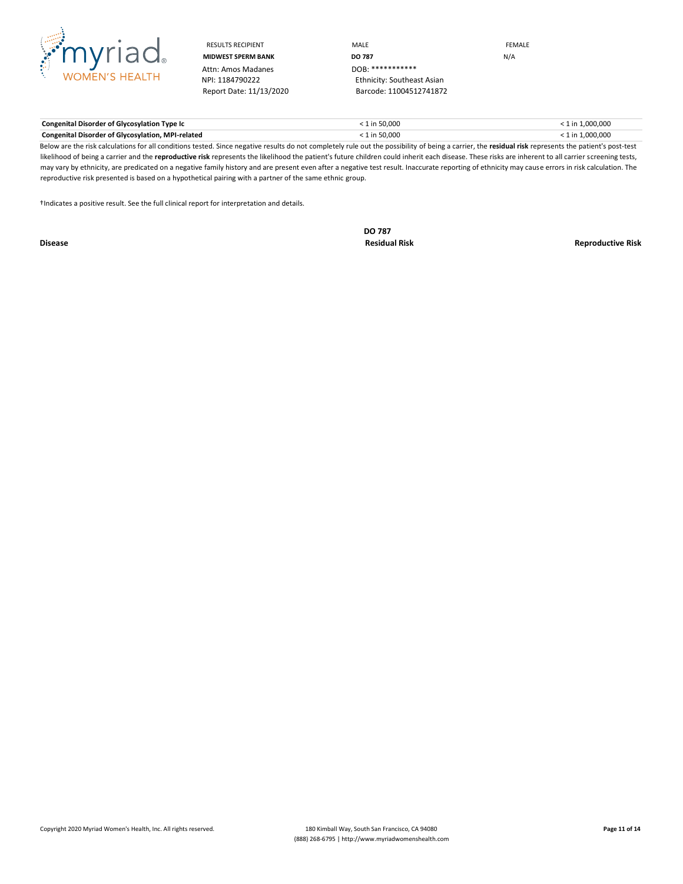| RESULTS RECIPIENT | MALE | FEMALE |
|---|---|---|
| **MIDWEST SPERM BANK** | **DO 787** | N/A |
| Attn: Amos Madanes | DOB: *********** | |
| NPI: 1184790222 | Ethnicity: Southeast Asian | |
| Report Date: 11/13/2020 | Barcode: 11004512741872 | |

| Disease | DO 787 Residual Risk | Reproductive Risk |
|---|---|---|
| **Congenital Disorder of Glycosylation Type Ic** | < 1 in 50,000 | < 1 in 1,000,000 |
| **Congenital Disorder of Glycosylation, MPI-related** | < 1 in 50,000 | < 1 in 1,000,000 |

Below are the risk calculations for all conditions tested. Since negative results do not completely rule out the possibility of being a carrier, the **residual risk** represents the patient's post-test likelihood of being a carrier and the **reproductive risk** represents the likelihood the patient's future children could inherit each disease. These risks are inherent to all carrier screening tests, may vary by ethnicity, are predicated on a negative family history and are present even after a negative test result. Inaccurate reporting of ethnicity may cause errors in risk calculation. The reproductive risk presented is based on a hypothetical pairing with a partner of the same ethnic group.

†Indicates a positive result. See the full clinical report for interpretation and details.

Copyright 2020 Myriad Women's Health, Inc. All rights reserved.

180 Kimball Way, South San Francisco, CA 94080
(888) 268-6795 | http://www.myriadwomenshealth.com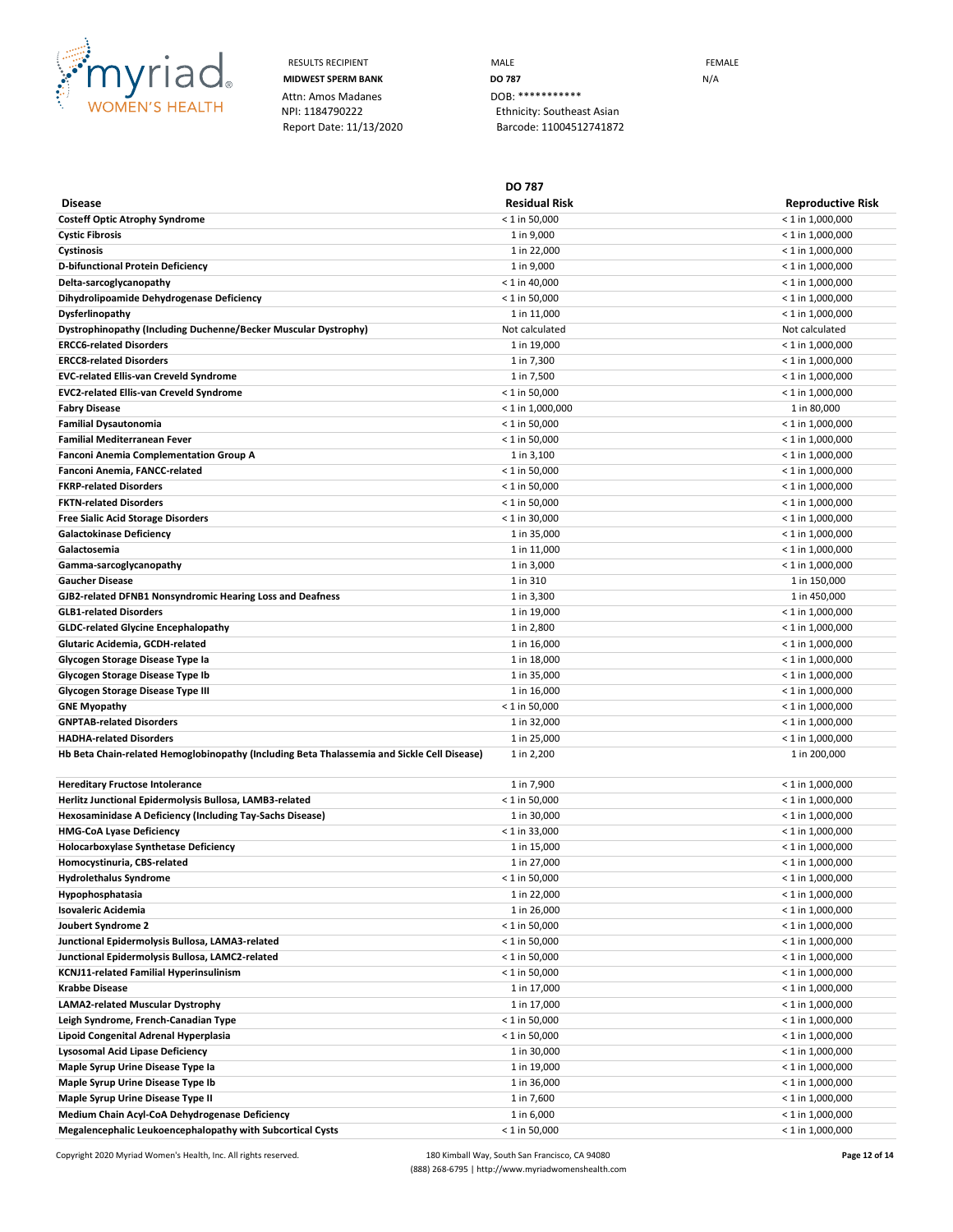RESULTS RECIPIENT
**MIDWEST SPERM BANK**
Attn: Amos Madanes
NPI: 1184790222
Report Date: 11/13/2020

MALE
**DO 787**
DOB: ***********
Ethnicity: Southeast Asian
Barcode: 11004512741872

FEMALE
N/A

| Disease | DO 787<br>Residual Risk | Reproductive Risk |
|---|---|---|
| **Costeff Optic Atrophy Syndrome** | < 1 in 50,000 | < 1 in 1,000,000 |
| **Cystic Fibrosis** | 1 in 9,000 | < 1 in 1,000,000 |
| **Cystinosis** | 1 in 22,000 | < 1 in 1,000,000 |
| **D-bifunctional Protein Deficiency** | 1 in 9,000 | < 1 in 1,000,000 |
| **Delta-sarcoglycanopathy** | < 1 in 40,000 | < 1 in 1,000,000 |
| **Dihydrolipoamide Dehydrogenase Deficiency** | < 1 in 50,000 | < 1 in 1,000,000 |
| **Dysferlinopathy** | 1 in 11,000 | < 1 in 1,000,000 |
| **Dystrophinopathy (Including Duchenne/Becker Muscular Dystrophy)** | Not calculated | Not calculated |
| **ERCC6-related Disorders** | 1 in 19,000 | < 1 in 1,000,000 |
| **ERCC8-related Disorders** | 1 in 7,300 | < 1 in 1,000,000 |
| **EVC-related Ellis-van Creveld Syndrome** | 1 in 7,500 | < 1 in 1,000,000 |
| **EVC2-related Ellis-van Creveld Syndrome** | < 1 in 50,000 | < 1 in 1,000,000 |
| **Fabry Disease** | < 1 in 1,000,000 | 1 in 80,000 |
| **Familial Dysautonomia** | < 1 in 50,000 | < 1 in 1,000,000 |
| **Familial Mediterranean Fever** | < 1 in 50,000 | < 1 in 1,000,000 |
| **Fanconi Anemia Complementation Group A** | 1 in 3,100 | < 1 in 1,000,000 |
| **Fanconi Anemia, FANCC-related** | < 1 in 50,000 | < 1 in 1,000,000 |
| **FKRP-related Disorders** | < 1 in 50,000 | < 1 in 1,000,000 |
| **FKTN-related Disorders** | < 1 in 50,000 | < 1 in 1,000,000 |
| **Free Sialic Acid Storage Disorders** | < 1 in 30,000 | < 1 in 1,000,000 |
| **Galactokinase Deficiency** | 1 in 35,000 | < 1 in 1,000,000 |
| **Galactosemia** | 1 in 11,000 | < 1 in 1,000,000 |
| **Gamma-sarcoglycanopathy** | 1 in 3,000 | < 1 in 1,000,000 |
| **Gaucher Disease** | 1 in 310 | 1 in 150,000 |
| **GJB2-related DFNB1 Nonsyndromic Hearing Loss and Deafness** | 1 in 3,300 | 1 in 450,000 |
| **GLB1-related Disorders** | 1 in 19,000 | < 1 in 1,000,000 |
| **GLDC-related Glycine Encephalopathy** | 1 in 2,800 | < 1 in 1,000,000 |
| **Glutaric Acidemia, GCDH-related** | 1 in 16,000 | < 1 in 1,000,000 |
| **Glycogen Storage Disease Type Ia** | 1 in 18,000 | < 1 in 1,000,000 |
| **Glycogen Storage Disease Type Ib** | 1 in 35,000 | < 1 in 1,000,000 |
| **Glycogen Storage Disease Type III** | 1 in 16,000 | < 1 in 1,000,000 |
| **GNE Myopathy** | < 1 in 50,000 | < 1 in 1,000,000 |
| **GNPTAB-related Disorders** | 1 in 32,000 | < 1 in 1,000,000 |
| **HADHA-related Disorders** | 1 in 25,000 | < 1 in 1,000,000 |
| **Hb Beta Chain-related Hemoglobinopathy (Including Beta Thalassemia and Sickle Cell Disease)** | 1 in 2,200 | 1 in 200,000 |
| **Hereditary Fructose Intolerance** | 1 in 7,900 | < 1 in 1,000,000 |
| **Herlitz Junctional Epidermolysis Bullosa, LAMB3-related** | < 1 in 50,000 | < 1 in 1,000,000 |
| **Hexosaminidase A Deficiency (Including Tay-Sachs Disease)** | 1 in 30,000 | < 1 in 1,000,000 |
| **HMG-CoA Lyase Deficiency** | < 1 in 33,000 | < 1 in 1,000,000 |
| **Holocarboxylase Synthetase Deficiency** | 1 in 15,000 | < 1 in 1,000,000 |
| **Homocystinuria, CBS-related** | 1 in 27,000 | < 1 in 1,000,000 |
| **Hydrolethalus Syndrome** | < 1 in 50,000 | < 1 in 1,000,000 |
| **Hypophosphatasia** | 1 in 22,000 | < 1 in 1,000,000 |
| **Isovaleric Acidemia** | 1 in 26,000 | < 1 in 1,000,000 |
| **Joubert Syndrome 2** | < 1 in 50,000 | < 1 in 1,000,000 |
| **Junctional Epidermolysis Bullosa, LAMA3-related** | < 1 in 50,000 | < 1 in 1,000,000 |
| **Junctional Epidermolysis Bullosa, LAMC2-related** | < 1 in 50,000 | < 1 in 1,000,000 |
| **KCNJ11-related Familial Hyperinsulinism** | < 1 in 50,000 | < 1 in 1,000,000 |
| **Krabbe Disease** | 1 in 17,000 | < 1 in 1,000,000 |
| **LAMA2-related Muscular Dystrophy** | 1 in 17,000 | < 1 in 1,000,000 |
| **Leigh Syndrome, French-Canadian Type** | < 1 in 50,000 | < 1 in 1,000,000 |
| **Lipoid Congenital Adrenal Hyperplasia** | < 1 in 50,000 | < 1 in 1,000,000 |
| **Lysosomal Acid Lipase Deficiency** | 1 in 30,000 | < 1 in 1,000,000 |
| **Maple Syrup Urine Disease Type Ia** | 1 in 19,000 | < 1 in 1,000,000 |
| **Maple Syrup Urine Disease Type Ib** | 1 in 36,000 | < 1 in 1,000,000 |
| **Maple Syrup Urine Disease Type II** | 1 in 7,600 | < 1 in 1,000,000 |
| **Medium Chain Acyl-CoA Dehydrogenase Deficiency** | 1 in 6,000 | < 1 in 1,000,000 |
| **Megalencephalic Leukoencephalopathy with Subcortical Cysts** | < 1 in 50,000 | < 1 in 1,000,000 |

Copyright 2020 Myriad Women's Health, Inc. All rights reserved.

180 Kimball Way, South San Francisco, CA 94080
(888) 268-6795 | http://www.myriadwomenshealth.com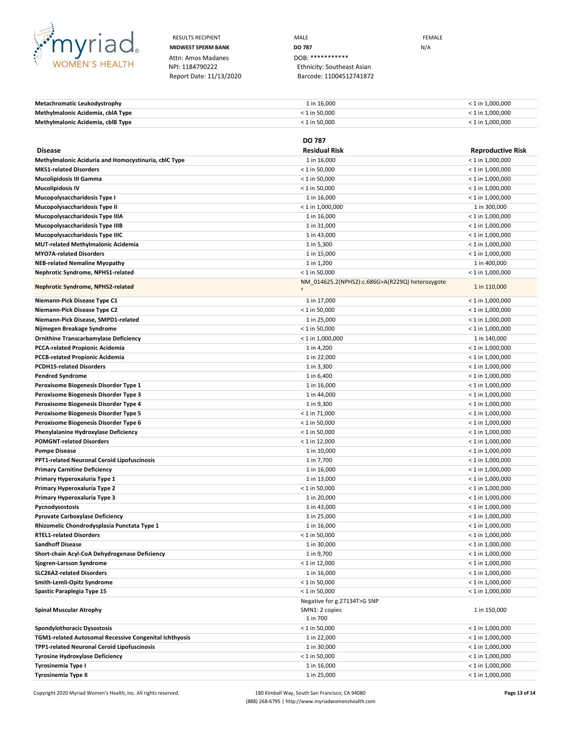| RESULTS RECIPIENT | MALE | FEMALE |
|---|---|---|
| **MIDWEST SPERM BANK** | **DO 787** | N/A |
| Attn: Amos Madanes | DOB: *********** | |
| NPI: 1184790222 | Ethnicity: Southeast Asian | |
| Report Date: 11/13/2020 | Barcode: 11004512741872 | |

| | | |
|---|---|---|
| **Metachromatic Leukodystrophy** | 1 in 16,000 | < 1 in 1,000,000 |
| **Methylmalonic Acidemia, cblA Type** | < 1 in 50,000 | < 1 in 1,000,000 |
| **Methylmalonic Acidemia, cblB Type** | < 1 in 50,000 | < 1 in 1,000,000 |

| **Disease** | **DO 787 Residual Risk** | **Reproductive Risk** |
|---|---|---|
| **Methylmalonic Aciduria and Homocystinuria, cblC Type** | 1 in 16,000 | < 1 in 1,000,000 |
| **MKS1-related Disorders** | < 1 in 50,000 | < 1 in 1,000,000 |
| **Mucolipidosis III Gamma** | < 1 in 50,000 | < 1 in 1,000,000 |
| **Mucolipidosis IV** | < 1 in 50,000 | < 1 in 1,000,000 |
| **Mucopolysaccharidosis Type I** | 1 in 16,000 | < 1 in 1,000,000 |
| **Mucopolysaccharidosis Type II** | < 1 in 1,000,000 | 1 in 300,000 |
| **Mucopolysaccharidosis Type IIIA** | 1 in 16,000 | < 1 in 1,000,000 |
| **Mucopolysaccharidosis Type IIIB** | 1 in 31,000 | < 1 in 1,000,000 |
| **Mucopolysaccharidosis Type IIIC** | 1 in 43,000 | < 1 in 1,000,000 |
| **MUT-related Methylmalonic Acidemia** | 1 in 5,300 | < 1 in 1,000,000 |
| **MYO7A-related Disorders** | 1 in 15,000 | < 1 in 1,000,000 |
| **NEB-related Nemaline Myopathy** | 1 in 1,200 | 1 in 400,000 |
| **Nephrotic Syndrome, NPHS1-related** | < 1 in 50,000 | < 1 in 1,000,000 |
| **Nephrotic Syndrome, NPHS2-related** | NM_014625.2(NPHS2):c.686G>A(R229Q) heterozygote † | 1 in 110,000 |
| **Niemann-Pick Disease Type C1** | 1 in 17,000 | < 1 in 1,000,000 |
| **Niemann-Pick Disease Type C2** | < 1 in 50,000 | < 1 in 1,000,000 |
| **Niemann-Pick Disease, SMPD1-related** | 1 in 25,000 | < 1 in 1,000,000 |
| **Nijmegen Breakage Syndrome** | < 1 in 50,000 | < 1 in 1,000,000 |
| **Ornithine Transcarbamylase Deficiency** | < 1 in 1,000,000 | 1 in 140,000 |
| **PCCA-related Propionic Acidemia** | 1 in 4,200 | < 1 in 1,000,000 |
| **PCCB-related Propionic Acidemia** | 1 in 22,000 | < 1 in 1,000,000 |
| **PCDH15-related Disorders** | 1 in 3,300 | < 1 in 1,000,000 |
| **Pendred Syndrome** | 1 in 6,400 | < 1 in 1,000,000 |
| **Peroxisome Biogenesis Disorder Type 1** | 1 in 16,000 | < 1 in 1,000,000 |
| **Peroxisome Biogenesis Disorder Type 3** | 1 in 44,000 | < 1 in 1,000,000 |
| **Peroxisome Biogenesis Disorder Type 4** | 1 in 9,300 | < 1 in 1,000,000 |
| **Peroxisome Biogenesis Disorder Type 5** | < 1 in 71,000 | < 1 in 1,000,000 |
| **Peroxisome Biogenesis Disorder Type 6** | < 1 in 50,000 | < 1 in 1,000,000 |
| **Phenylalanine Hydroxylase Deficiency** | < 1 in 50,000 | < 1 in 1,000,000 |
| **POMGNT-related Disorders** | < 1 in 12,000 | < 1 in 1,000,000 |
| **Pompe Disease** | 1 in 10,000 | < 1 in 1,000,000 |
| **PPT1-related Neuronal Ceroid Lipofuscinosis** | 1 in 7,700 | < 1 in 1,000,000 |
| **Primary Carnitine Deficiency** | 1 in 16,000 | < 1 in 1,000,000 |
| **Primary Hyperoxaluria Type 1** | 1 in 13,000 | < 1 in 1,000,000 |
| **Primary Hyperoxaluria Type 2** | < 1 in 50,000 | < 1 in 1,000,000 |
| **Primary Hyperoxaluria Type 3** | 1 in 20,000 | < 1 in 1,000,000 |
| **Pycnodysostosis** | 1 in 43,000 | < 1 in 1,000,000 |
| **Pyruvate Carboxylase Deficiency** | 1 in 25,000 | < 1 in 1,000,000 |
| **Rhizomelic Chondrodysplasia Punctata Type 1** | 1 in 16,000 | < 1 in 1,000,000 |
| **RTEL1-related Disorders** | < 1 in 50,000 | < 1 in 1,000,000 |
| **Sandhoff Disease** | 1 in 30,000 | < 1 in 1,000,000 |
| **Short-chain Acyl-CoA Dehydrogenase Deficiency** | 1 in 9,700 | < 1 in 1,000,000 |
| **Sjogren-Larsson Syndrome** | < 1 in 12,000 | < 1 in 1,000,000 |
| **SLC26A2-related Disorders** | 1 in 16,000 | < 1 in 1,000,000 |
| **Smith-Lemli-Opitz Syndrome** | < 1 in 50,000 | < 1 in 1,000,000 |
| **Spastic Paraplegia Type 15** | < 1 in 50,000 | < 1 in 1,000,000 |
| **Spinal Muscular Atrophy** | Negative for g.27134T>G SNP<br>SMN1: 2 copies<br>1 in 700 | 1 in 150,000 |
| **Spondylothoracic Dysostosis** | < 1 in 50,000 | < 1 in 1,000,000 |
| **TGM1-related Autosomal Recessive Congenital Ichthyosis** | 1 in 22,000 | < 1 in 1,000,000 |
| **TPP1-related Neuronal Ceroid Lipofuscinosis** | 1 in 30,000 | < 1 in 1,000,000 |
| **Tyrosine Hydroxylase Deficiency** | < 1 in 50,000 | < 1 in 1,000,000 |
| **Tyrosinemia Type I** | 1 in 16,000 | < 1 in 1,000,000 |
| **Tyrosinemia Type II** | 1 in 25,000 | < 1 in 1,000,000 |

Copyright 2020 Myriad Women's Health, Inc. All rights reserved.

180 Kimball Way, South San Francisco, CA 94080
(888) 268-6795 | http://www.myriadwomenshealth.com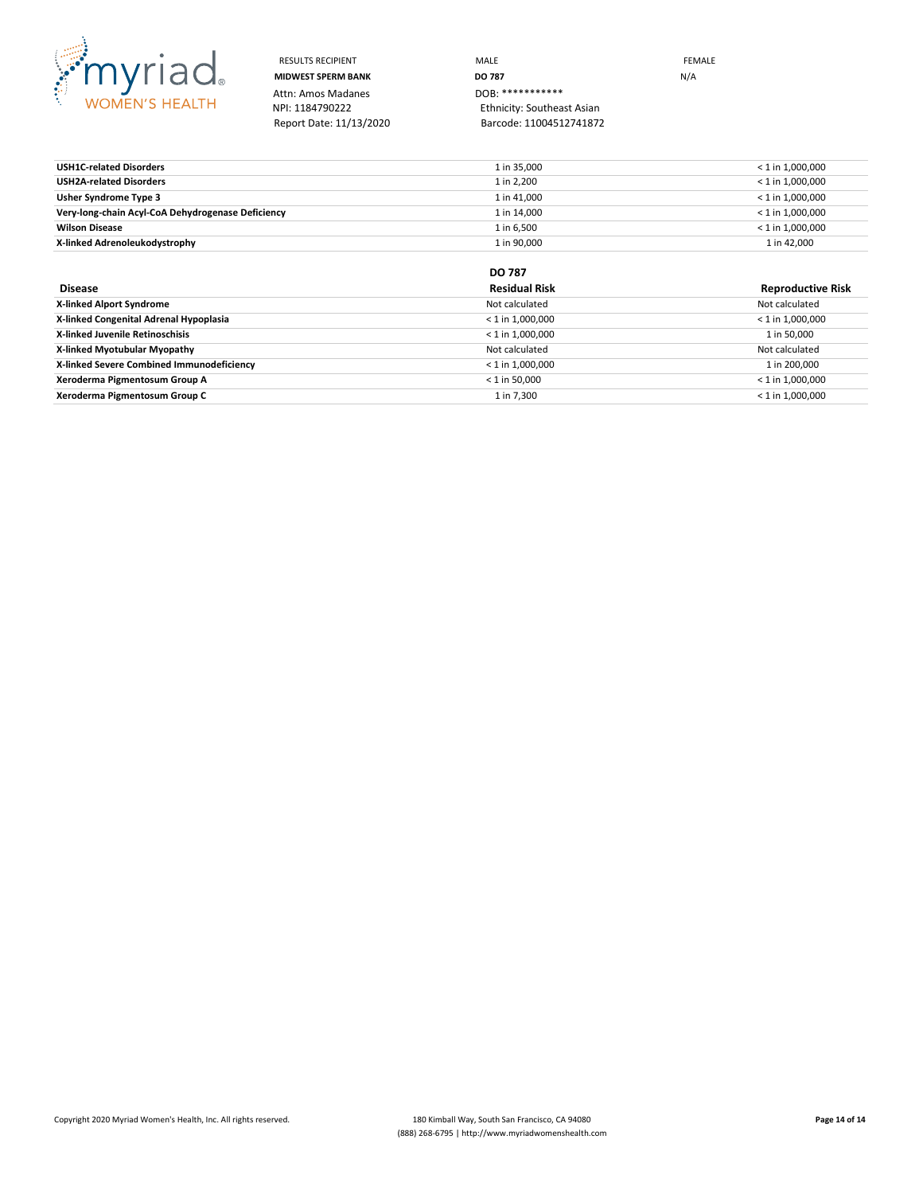RESULTS RECIPIENT
**MIDWEST SPERM BANK**
Attn: Amos Madanes
NPI: 1184790222
Report Date: 11/13/2020

MALE
**DO 787**
DOB: ***********
Ethnicity: Southeast Asian
Barcode: 11004512741872

FEMALE
N/A

| | | |
|---|---|---|
| **USH1C-related Disorders** | 1 in 35,000 | < 1 in 1,000,000 |
| **USH2A-related Disorders** | 1 in 2,200 | < 1 in 1,000,000 |
| **Usher Syndrome Type 3** | 1 in 41,000 | < 1 in 1,000,000 |
| **Very-long-chain Acyl-CoA Dehydrogenase Deficiency** | 1 in 14,000 | < 1 in 1,000,000 |
| **Wilson Disease** | 1 in 6,500 | < 1 in 1,000,000 |
| **X-linked Adrenoleukodystrophy** | 1 in 90,000 | 1 in 42,000 |

| | DO 787 | |
|---|---|---|
| **Disease** | **Residual Risk** | **Reproductive Risk** |
| **X-linked Alport Syndrome** | Not calculated | Not calculated |
| **X-linked Congenital Adrenal Hypoplasia** | < 1 in 1,000,000 | < 1 in 1,000,000 |
| **X-linked Juvenile Retinoschisis** | < 1 in 1,000,000 | 1 in 50,000 |
| **X-linked Myotubular Myopathy** | Not calculated | Not calculated |
| **X-linked Severe Combined Immunodeficiency** | < 1 in 1,000,000 | 1 in 200,000 |
| **Xeroderma Pigmentosum Group A** | < 1 in 50,000 | < 1 in 1,000,000 |
| **Xeroderma Pigmentosum Group C** | 1 in 7,300 | < 1 in 1,000,000 |

Copyright 2020 Myriad Women's Health, Inc. All rights reserved.

180 Kimball Way, South San Francisco, CA 94080
(888) 268-6795 | http://www.myriadwomenshealth.com